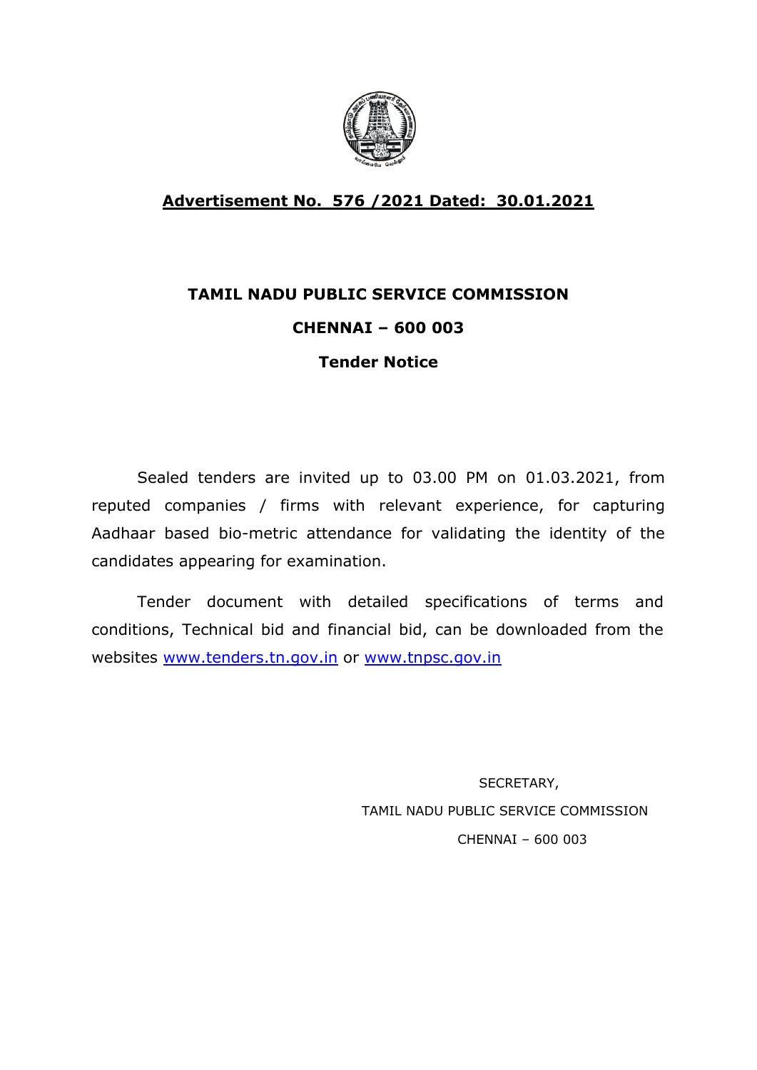**Advertisement No. 576 /2021 Dated: 30.01.2021**

# TAMIL NADU PUBLIC SERVICE COMMISSION

## CHENNAI – 600 003

## Tender Notice

Sealed tenders are invited up to 03.00 PM on 01.03.2021, from reputed companies / firms with relevant experience, for capturing Aadhaar based bio-metric attendance for validating the identity of the candidates appearing for examination.

Tender document with detailed specifications of terms and conditions, Technical bid and financial bid, can be downloaded from the websites www.tenders.tn.gov.in or www.tnpsc.gov.in

SECRETARY,
TAMIL NADU PUBLIC SERVICE COMMISSION
CHENNAI – 600 003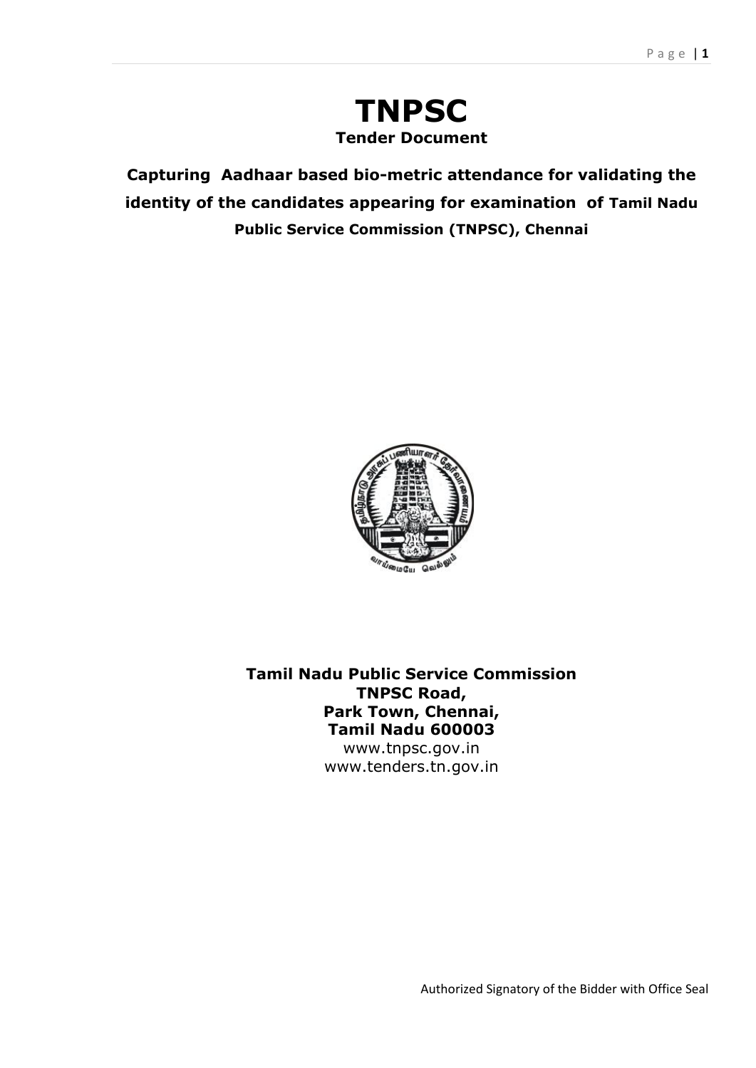# TNPSC

**Tender Document**

**Capturing Aadhaar based bio-metric attendance for validating the identity of the candidates appearing for examination of Tamil Nadu Public Service Commission (TNPSC), Chennai**

**Tamil Nadu Public Service Commission**
**TNPSC Road,**
**Park Town, Chennai,**
**Tamil Nadu 600003**
www.tnpsc.gov.in
www.tenders.tn.gov.in

Authorized Signatory of the Bidder with Office Seal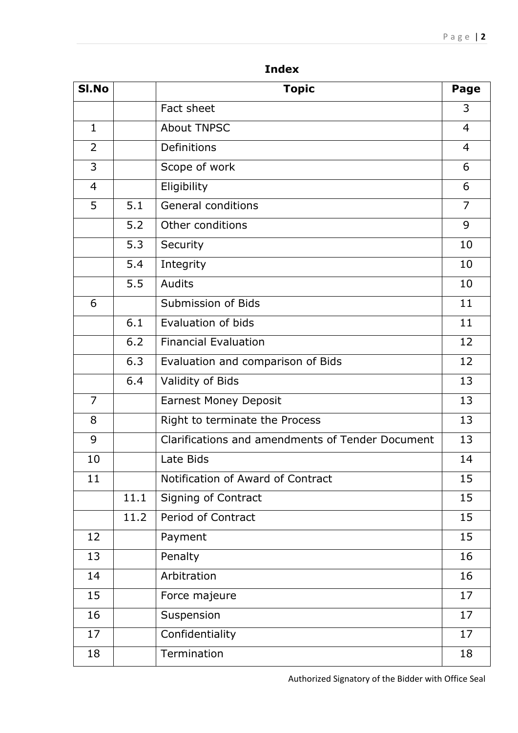## Index

| Sl.No | | Topic | Page |
|---|---|---|---|
| | | Fact sheet | 3 |
| 1 | | About TNPSC | 4 |
| 2 | | Definitions | 4 |
| 3 | | Scope of work | 6 |
| 4 | | Eligibility | 6 |
| 5 | 5.1 | General conditions | 7 |
| | 5.2 | Other conditions | 9 |
| | 5.3 | Security | 10 |
| | 5.4 | Integrity | 10 |
| | 5.5 | Audits | 10 |
| 6 | | Submission of Bids | 11 |
| | 6.1 | Evaluation of bids | 11 |
| | 6.2 | Financial Evaluation | 12 |
| | 6.3 | Evaluation and comparison of Bids | 12 |
| | 6.4 | Validity of Bids | 13 |
| 7 | | Earnest Money Deposit | 13 |
| 8 | | Right to terminate the Process | 13 |
| 9 | | Clarifications and amendments of Tender Document | 13 |
| 10 | | Late Bids | 14 |
| 11 | | Notification of Award of Contract | 15 |
| | 11.1 | Signing of Contract | 15 |
| | 11.2 | Period of Contract | 15 |
| 12 | | Payment | 15 |
| 13 | | Penalty | 16 |
| 14 | | Arbitration | 16 |
| 15 | | Force majeure | 17 |
| 16 | | Suspension | 17 |
| 17 | | Confidentiality | 17 |
| 18 | | Termination | 18 |

Authorized Signatory of the Bidder with Office Seal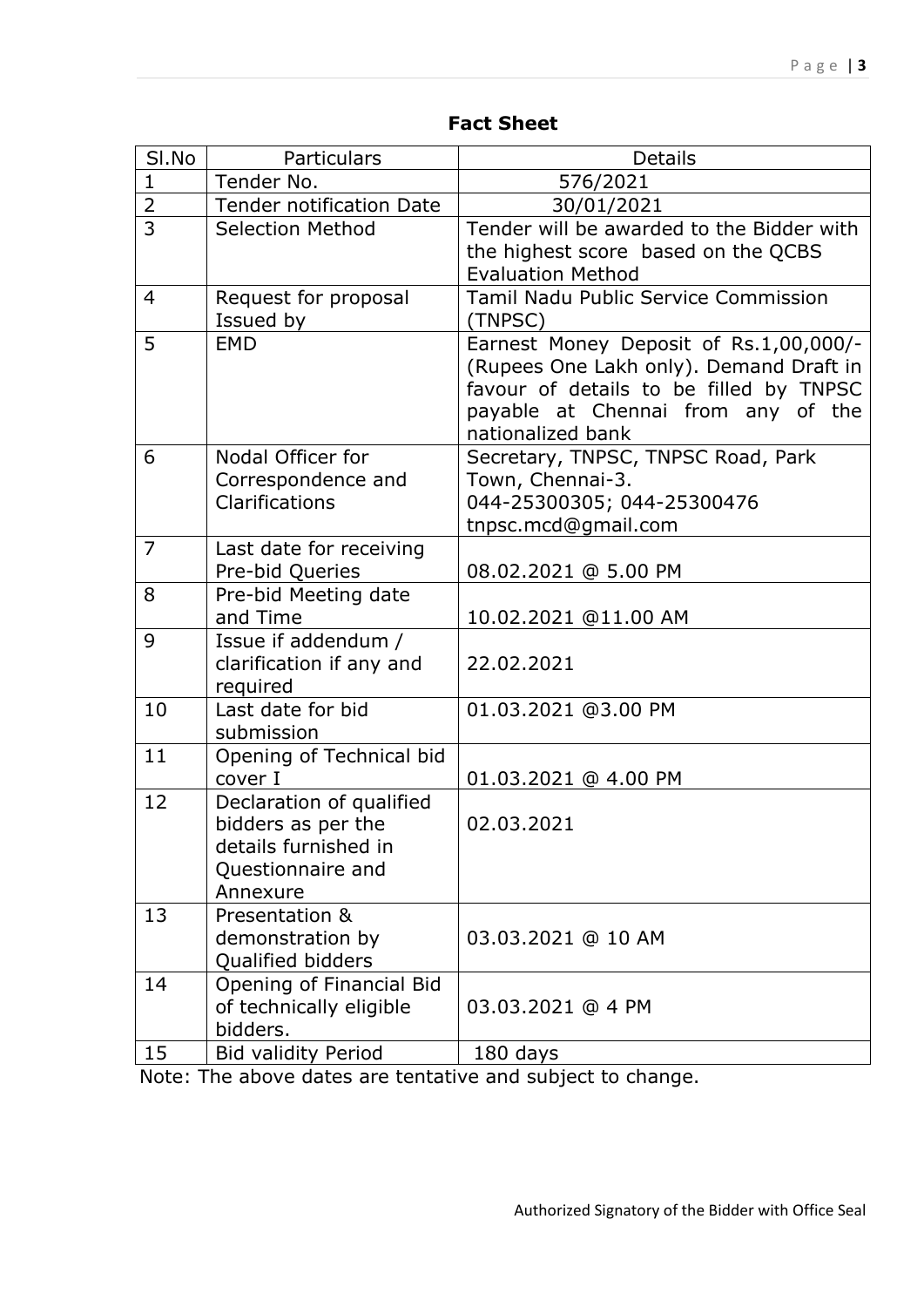## Fact Sheet

| Sl.No | Particulars | Details |
|---|---|---|
| 1 | Tender No. | 576/2021 |
| 2 | Tender notification Date | 30/01/2021 |
| 3 | Selection Method | Tender will be awarded to the Bidder with the highest score based on the QCBS Evaluation Method |
| 4 | Request for proposal Issued by | Tamil Nadu Public Service Commission (TNPSC) |
| 5 | EMD | Earnest Money Deposit of Rs.1,00,000/- (Rupees One Lakh only). Demand Draft in favour of details to be filled by TNPSC payable at Chennai from any of the nationalized bank |
| 6 | Nodal Officer for Correspondence and Clarifications | Secretary, TNPSC, TNPSC Road, Park Town, Chennai-3.<br>044-25300305; 044-25300476<br>tnpsc.mcd@gmail.com |
| 7 | Last date for receiving Pre-bid Queries | 08.02.2021 @ 5.00 PM |
| 8 | Pre-bid Meeting date and Time | 10.02.2021 @11.00 AM |
| 9 | Issue if addendum / clarification if any and required | 22.02.2021 |
| 10 | Last date for bid submission | 01.03.2021 @3.00 PM |
| 11 | Opening of Technical bid cover I | 01.03.2021 @ 4.00 PM |
| 12 | Declaration of qualified bidders as per the details furnished in Questionnaire and Annexure | 02.03.2021 |
| 13 | Presentation & demonstration by Qualified bidders | 03.03.2021 @ 10 AM |
| 14 | Opening of Financial Bid of technically eligible bidders. | 03.03.2021 @ 4 PM |
| 15 | Bid validity Period | 180 days |

Note: The above dates are tentative and subject to change.

Authorized Signatory of the Bidder with Office Seal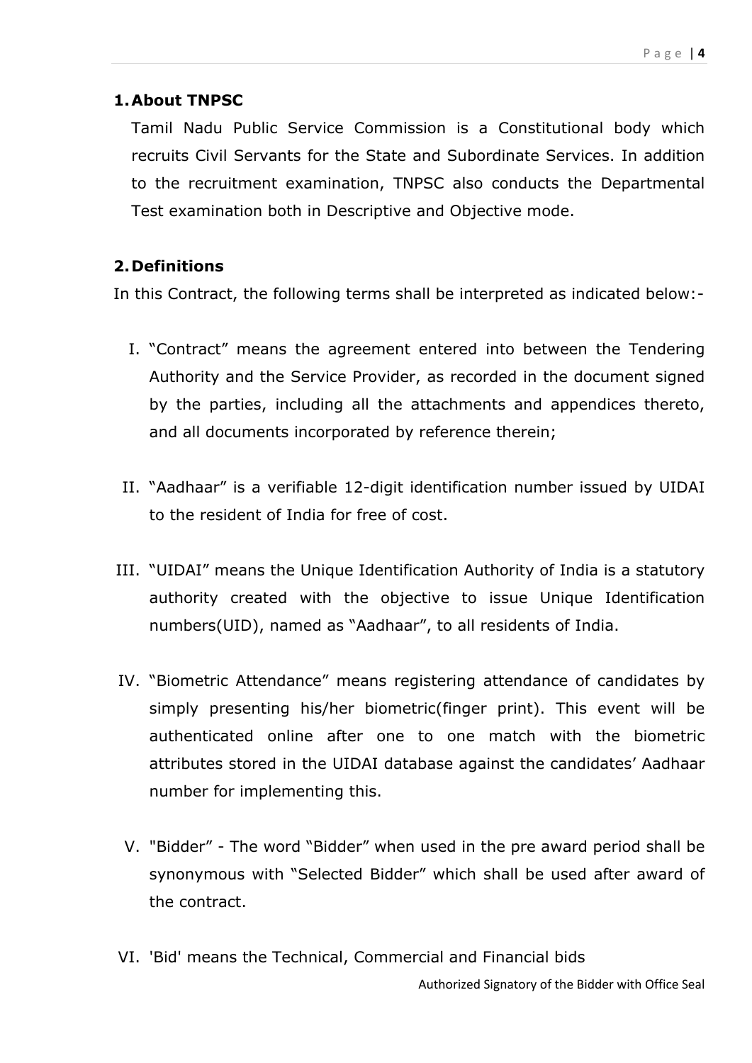## 1. About TNPSC

Tamil Nadu Public Service Commission is a Constitutional body which recruits Civil Servants for the State and Subordinate Services. In addition to the recruitment examination, TNPSC also conducts the Departmental Test examination both in Descriptive and Objective mode.

## 2. Definitions

In this Contract, the following terms shall be interpreted as indicated below:-

I. "Contract" means the agreement entered into between the Tendering Authority and the Service Provider, as recorded in the document signed by the parties, including all the attachments and appendices thereto, and all documents incorporated by reference therein;

II. "Aadhaar" is a verifiable 12-digit identification number issued by UIDAI to the resident of India for free of cost.

III. "UIDAI" means the Unique Identification Authority of India is a statutory authority created with the objective to issue Unique Identification numbers(UID), named as "Aadhaar", to all residents of India.

IV. "Biometric Attendance" means registering attendance of candidates by simply presenting his/her biometric(finger print). This event will be authenticated online after one to one match with the biometric attributes stored in the UIDAI database against the candidates' Aadhaar number for implementing this.

V. "Bidder" - The word "Bidder" when used in the pre award period shall be synonymous with "Selected Bidder" which shall be used after award of the contract.

VI. 'Bid' means the Technical, Commercial and Financial bids

Authorized Signatory of the Bidder with Office Seal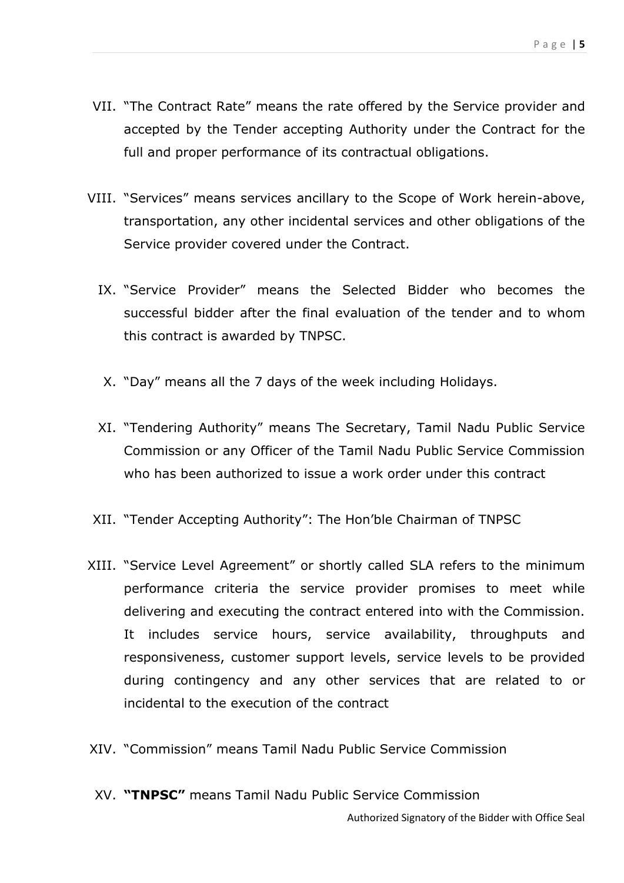VII. "The Contract Rate" means the rate offered by the Service provider and accepted by the Tender accepting Authority under the Contract for the full and proper performance of its contractual obligations.

VIII. "Services" means services ancillary to the Scope of Work herein-above, transportation, any other incidental services and other obligations of the Service provider covered under the Contract.

IX. "Service Provider" means the Selected Bidder who becomes the successful bidder after the final evaluation of the tender and to whom this contract is awarded by TNPSC.

X. "Day" means all the 7 days of the week including Holidays.

XI. "Tendering Authority" means The Secretary, Tamil Nadu Public Service Commission or any Officer of the Tamil Nadu Public Service Commission who has been authorized to issue a work order under this contract

XII. "Tender Accepting Authority": The Hon'ble Chairman of TNPSC

XIII. "Service Level Agreement" or shortly called SLA refers to the minimum performance criteria the service provider promises to meet while delivering and executing the contract entered into with the Commission. It includes service hours, service availability, throughputs and responsiveness, customer support levels, service levels to be provided during contingency and any other services that are related to or incidental to the execution of the contract

XIV. "Commission" means Tamil Nadu Public Service Commission

XV. **"TNPSC"** means Tamil Nadu Public Service Commission

Authorized Signatory of the Bidder with Office Seal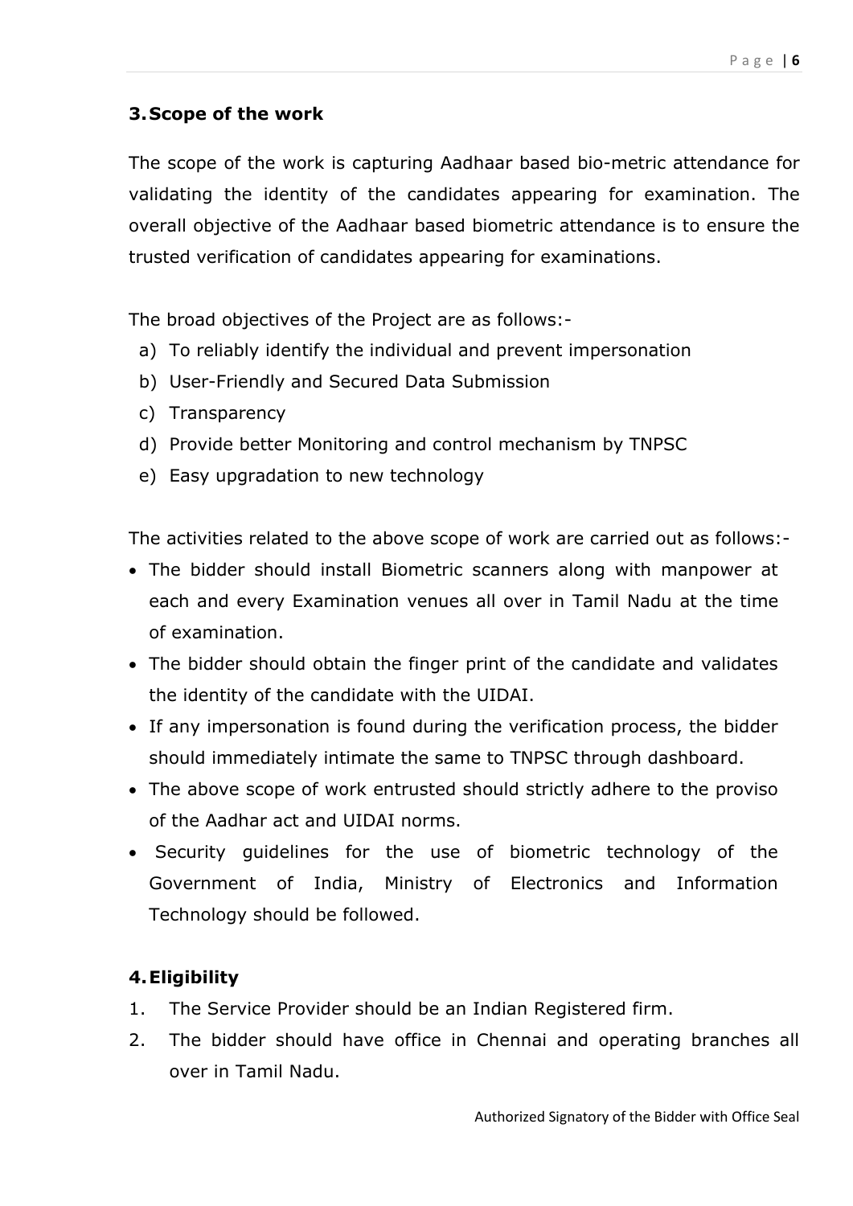## 3. Scope of the work

The scope of the work is capturing Aadhaar based bio-metric attendance for validating the identity of the candidates appearing for examination. The overall objective of the Aadhaar based biometric attendance is to ensure the trusted verification of candidates appearing for examinations.

The broad objectives of the Project are as follows:-

a) To reliably identify the individual and prevent impersonation
b) User-Friendly and Secured Data Submission
c) Transparency
d) Provide better Monitoring and control mechanism by TNPSC
e) Easy upgradation to new technology

The activities related to the above scope of work are carried out as follows:-

- The bidder should install Biometric scanners along with manpower at each and every Examination venues all over in Tamil Nadu at the time of examination.
- The bidder should obtain the finger print of the candidate and validates the identity of the candidate with the UIDAI.
- If any impersonation is found during the verification process, the bidder should immediately intimate the same to TNPSC through dashboard.
- The above scope of work entrusted should strictly adhere to the proviso of the Aadhar act and UIDAI norms.
- Security guidelines for the use of biometric technology of the Government of India, Ministry of Electronics and Information Technology should be followed.

## 4. Eligibility

1. The Service Provider should be an Indian Registered firm.
2. The bidder should have office in Chennai and operating branches all over in Tamil Nadu.

Authorized Signatory of the Bidder with Office Seal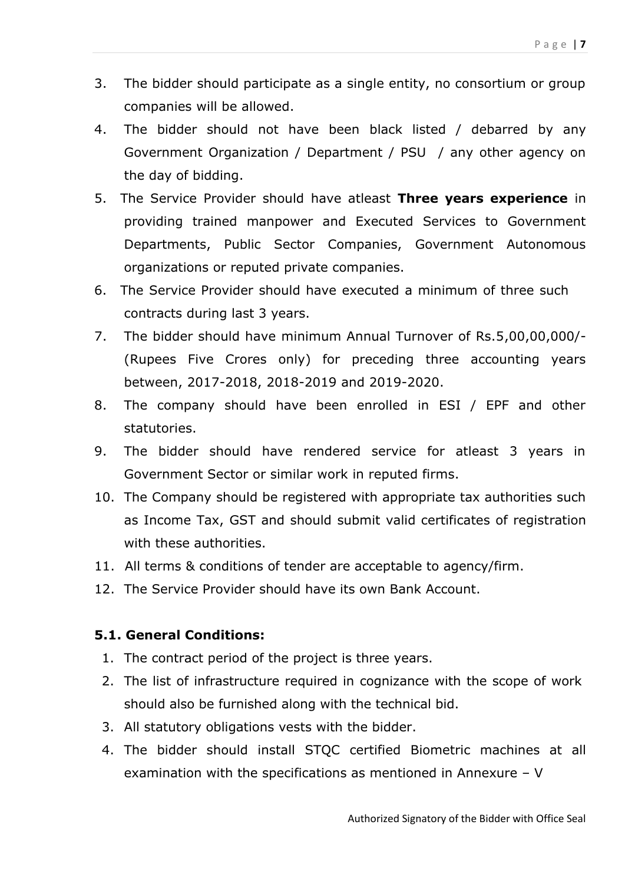3. The bidder should participate as a single entity, no consortium or group companies will be allowed.
4. The bidder should not have been black listed / debarred by any Government Organization / Department / PSU / any other agency on the day of bidding.
5. The Service Provider should have atleast **Three years experience** in providing trained manpower and Executed Services to Government Departments, Public Sector Companies, Government Autonomous organizations or reputed private companies.
6. The Service Provider should have executed a minimum of three such contracts during last 3 years.
7. The bidder should have minimum Annual Turnover of Rs.5,00,00,000/- (Rupees Five Crores only) for preceding three accounting years between, 2017-2018, 2018-2019 and 2019-2020.
8. The company should have been enrolled in ESI / EPF and other statutories.
9. The bidder should have rendered service for atleast 3 years in Government Sector or similar work in reputed firms.
10. The Company should be registered with appropriate tax authorities such as Income Tax, GST and should submit valid certificates of registration with these authorities.
11. All terms & conditions of tender are acceptable to agency/firm.
12. The Service Provider should have its own Bank Account.

**5.1. General Conditions:**

1. The contract period of the project is three years.
2. The list of infrastructure required in cognizance with the scope of work should also be furnished along with the technical bid.
3. All statutory obligations vests with the bidder.
4. The bidder should install STQC certified Biometric machines at all examination with the specifications as mentioned in Annexure – V

Authorized Signatory of the Bidder with Office Seal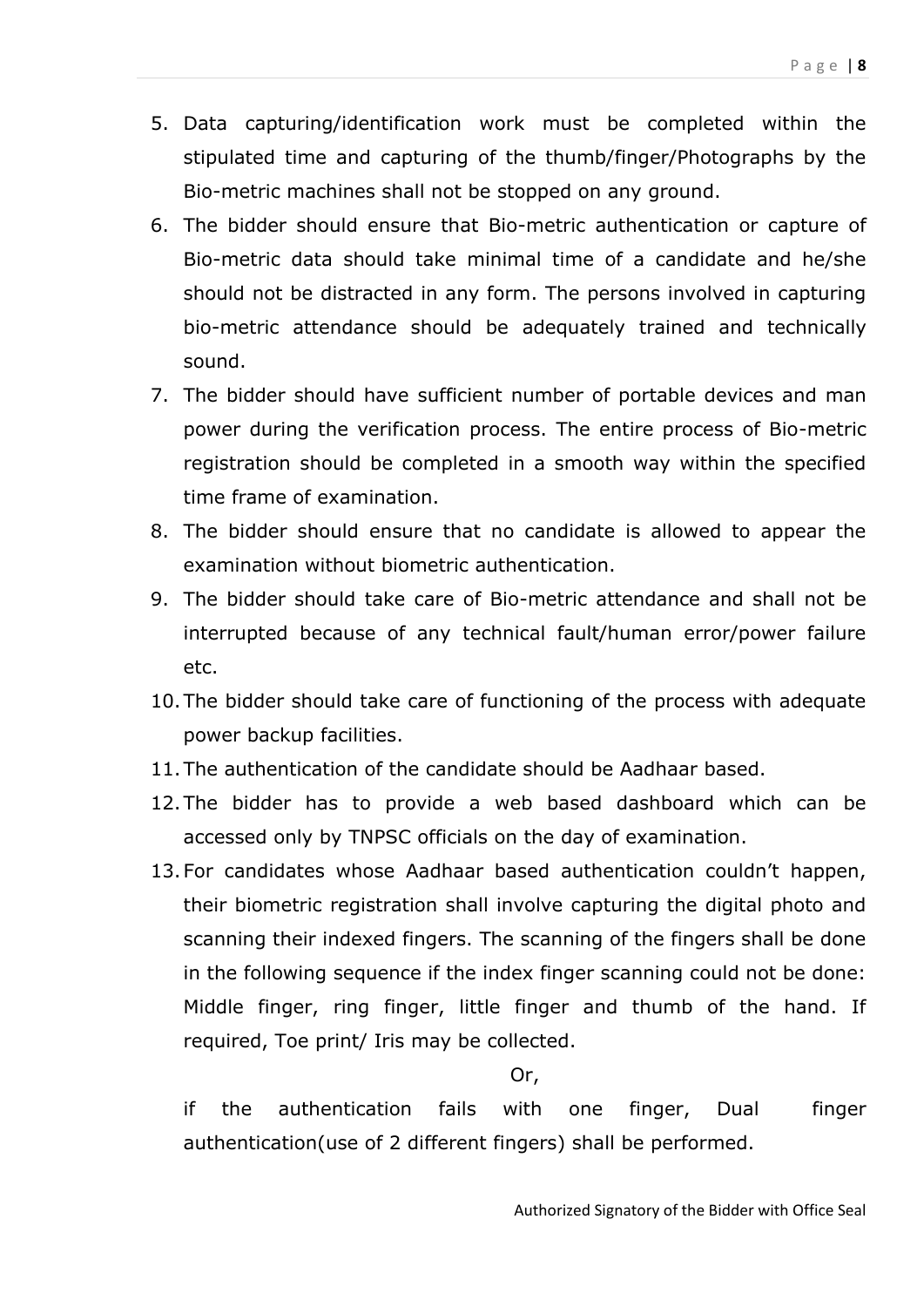5. Data capturing/identification work must be completed within the stipulated time and capturing of the thumb/finger/Photographs by the Bio-metric machines shall not be stopped on any ground.
6. The bidder should ensure that Bio-metric authentication or capture of Bio-metric data should take minimal time of a candidate and he/she should not be distracted in any form. The persons involved in capturing bio-metric attendance should be adequately trained and technically sound.
7. The bidder should have sufficient number of portable devices and man power during the verification process. The entire process of Bio-metric registration should be completed in a smooth way within the specified time frame of examination.
8. The bidder should ensure that no candidate is allowed to appear the examination without biometric authentication.
9. The bidder should take care of Bio-metric attendance and shall not be interrupted because of any technical fault/human error/power failure etc.
10. The bidder should take care of functioning of the process with adequate power backup facilities.
11. The authentication of the candidate should be Aadhaar based.
12. The bidder has to provide a web based dashboard which can be accessed only by TNPSC officials on the day of examination.
13. For candidates whose Aadhaar based authentication couldn't happen, their biometric registration shall involve capturing the digital photo and scanning their indexed fingers. The scanning of the fingers shall be done in the following sequence if the index finger scanning could not be done: Middle finger, ring finger, little finger and thumb of the hand. If required, Toe print/ Iris may be collected.

    Or,

    if the authentication fails with one finger, Dual finger authentication(use of 2 different fingers) shall be performed.

Authorized Signatory of the Bidder with Office Seal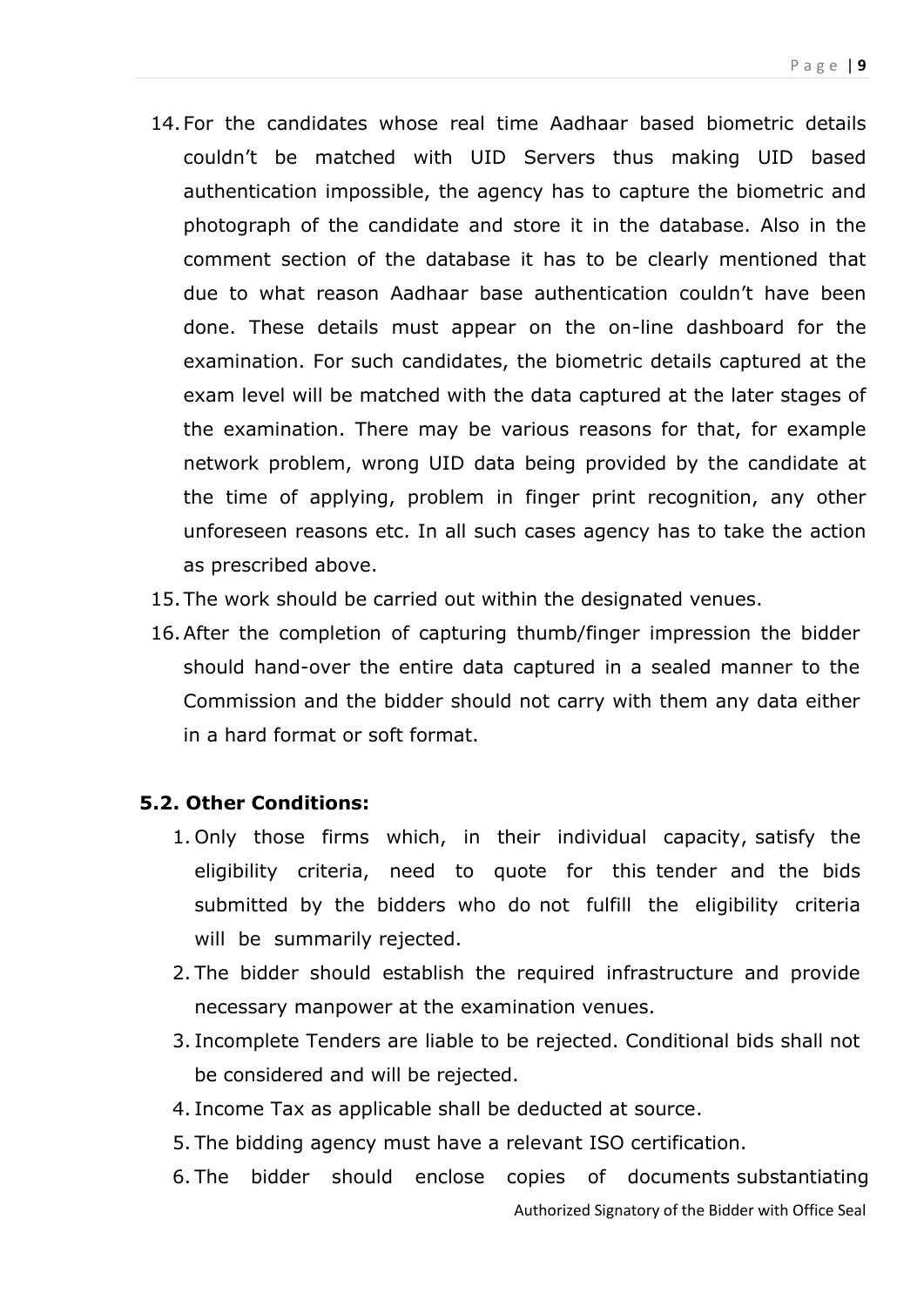14. For the candidates whose real time Aadhaar based biometric details couldn't be matched with UID Servers thus making UID based authentication impossible, the agency has to capture the biometric and photograph of the candidate and store it in the database. Also in the comment section of the database it has to be clearly mentioned that due to what reason Aadhaar base authentication couldn't have been done. These details must appear on the on-line dashboard for the examination. For such candidates, the biometric details captured at the exam level will be matched with the data captured at the later stages of the examination. There may be various reasons for that, for example network problem, wrong UID data being provided by the candidate at the time of applying, problem in finger print recognition, any other unforeseen reasons etc. In all such cases agency has to take the action as prescribed above.
15. The work should be carried out within the designated venues.
16. After the completion of capturing thumb/finger impression the bidder should hand-over the entire data captured in a sealed manner to the Commission and the bidder should not carry with them any data either in a hard format or soft format.

### 5.2. Other Conditions:

1. Only those firms which, in their individual capacity, satisfy the eligibility criteria, need to quote for this tender and the bids submitted by the bidders who do not fulfill the eligibility criteria will be summarily rejected.
2. The bidder should establish the required infrastructure and provide necessary manpower at the examination venues.
3. Incomplete Tenders are liable to be rejected. Conditional bids shall not be considered and will be rejected.
4. Income Tax as applicable shall be deducted at source.
5. The bidding agency must have a relevant ISO certification.
6. The bidder should enclose copies of documents substantiating

Authorized Signatory of the Bidder with Office Seal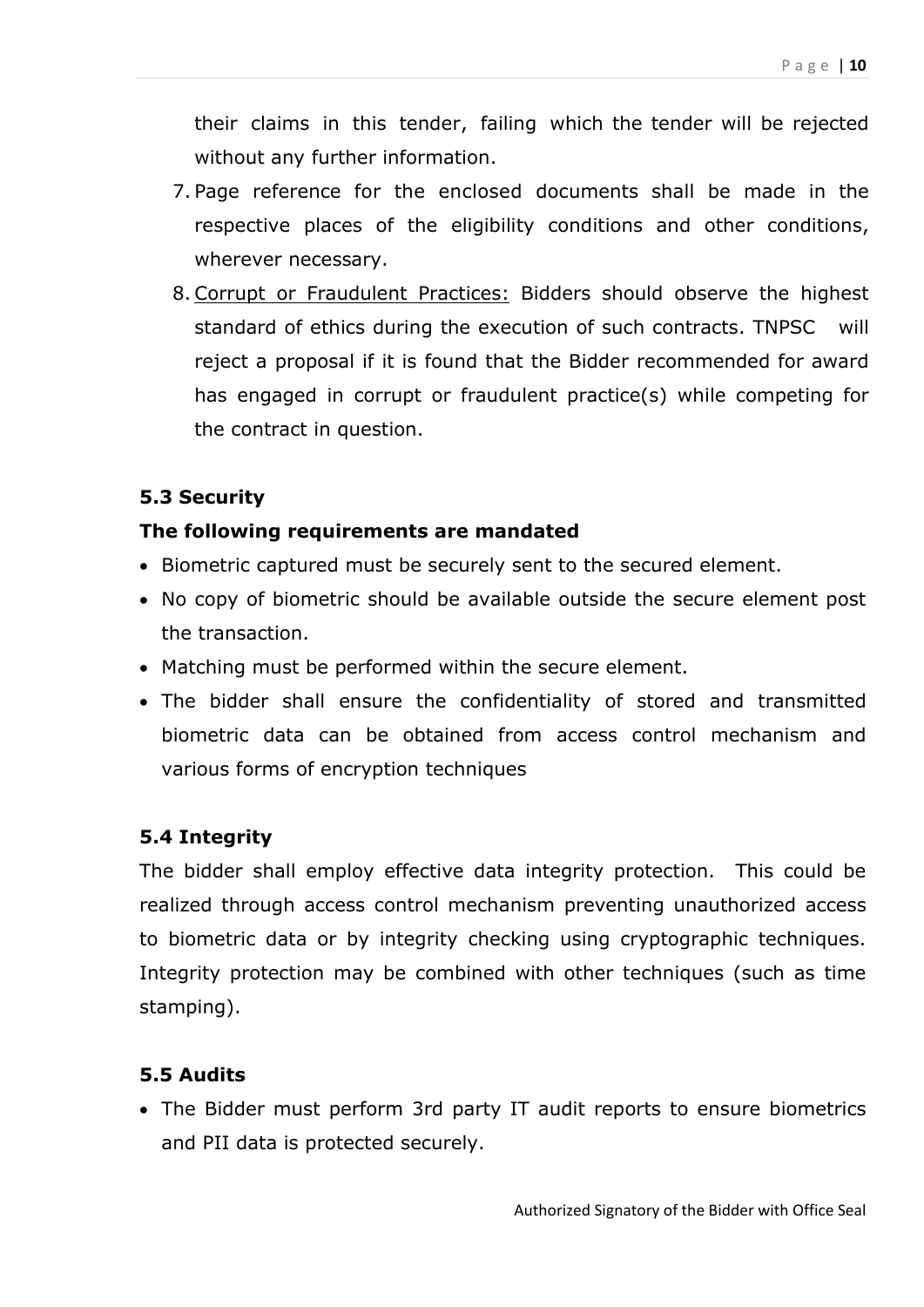their claims in this tender, failing which the tender will be rejected without any further information.

7. Page reference for the enclosed documents shall be made in the respective places of the eligibility conditions and other conditions, wherever necessary.
8. Corrupt or Fraudulent Practices: Bidders should observe the highest standard of ethics during the execution of such contracts. TNPSC will reject a proposal if it is found that the Bidder recommended for award has engaged in corrupt or fraudulent practice(s) while competing for the contract in question.

### 5.3 Security

**The following requirements are mandated**

- Biometric captured must be securely sent to the secured element.
- No copy of biometric should be available outside the secure element post the transaction.
- Matching must be performed within the secure element.
- The bidder shall ensure the confidentiality of stored and transmitted biometric data can be obtained from access control mechanism and various forms of encryption techniques

### 5.4 Integrity

The bidder shall employ effective data integrity protection. This could be realized through access control mechanism preventing unauthorized access to biometric data or by integrity checking using cryptographic techniques. Integrity protection may be combined with other techniques (such as time stamping).

### 5.5 Audits

- The Bidder must perform 3rd party IT audit reports to ensure biometrics and PII data is protected securely.

Authorized Signatory of the Bidder with Office Seal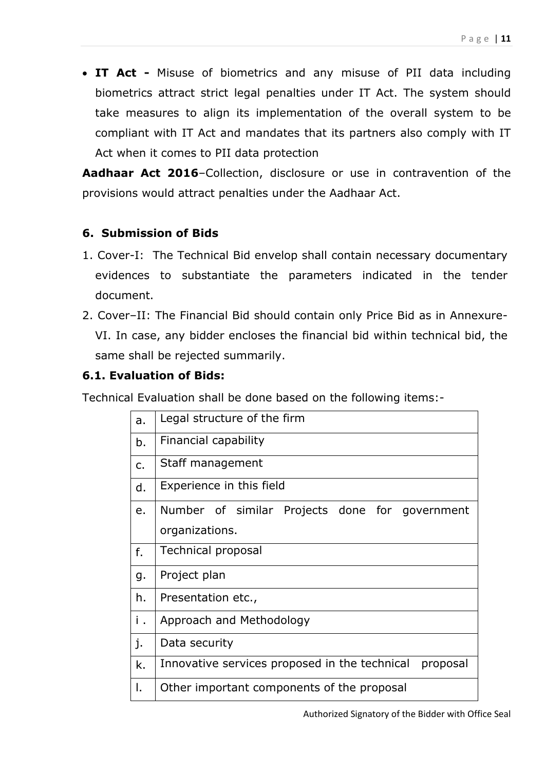- **IT Act -** Misuse of biometrics and any misuse of PII data including biometrics attract strict legal penalties under IT Act. The system should take measures to align its implementation of the overall system to be compliant with IT Act and mandates that its partners also comply with IT Act when it comes to PII data protection

**Aadhaar Act 2016**–Collection, disclosure or use in contravention of the provisions would attract penalties under the Aadhaar Act.

### 6. Submission of Bids

1. Cover-I: The Technical Bid envelop shall contain necessary documentary evidences to substantiate the parameters indicated in the tender document.
2. Cover–II: The Financial Bid should contain only Price Bid as in Annexure-VI. In case, any bidder encloses the financial bid within technical bid, the same shall be rejected summarily.

### 6.1. Evaluation of Bids:

Technical Evaluation shall be done based on the following items:-

| | |
|---|---|
| a. | Legal structure of the firm |
| b. | Financial capability |
| c. | Staff management |
| d. | Experience in this field |
| e. | Number of similar Projects done for government organizations. |
| f. | Technical proposal |
| g. | Project plan |
| h. | Presentation etc., |
| i . | Approach and Methodology |
| j. | Data security |
| k. | Innovative services proposed in the technical proposal |
| l. | Other important components of the proposal |

Authorized Signatory of the Bidder with Office Seal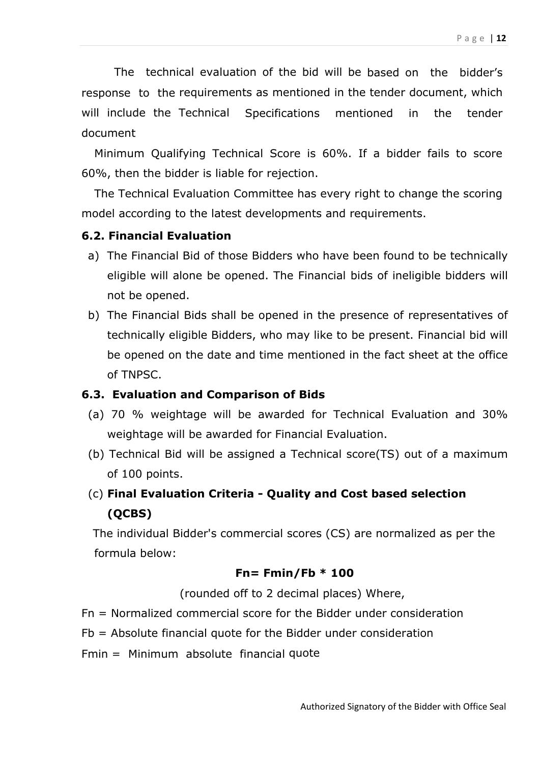The technical evaluation of the bid will be based on the bidder's response to the requirements as mentioned in the tender document, which will include the Technical Specifications mentioned in the tender document

Minimum Qualifying Technical Score is 60%. If a bidder fails to score 60%, then the bidder is liable for rejection.

The Technical Evaluation Committee has every right to change the scoring model according to the latest developments and requirements.

### 6.2. Financial Evaluation

a) The Financial Bid of those Bidders who have been found to be technically eligible will alone be opened. The Financial bids of ineligible bidders will not be opened.

b) The Financial Bids shall be opened in the presence of representatives of technically eligible Bidders, who may like to be present. Financial bid will be opened on the date and time mentioned in the fact sheet at the office of TNPSC.

### 6.3. Evaluation and Comparison of Bids

(a) 70 % weightage will be awarded for Technical Evaluation and 30% weightage will be awarded for Financial Evaluation.

(b) Technical Bid will be assigned a Technical score(TS) out of a maximum of 100 points.

(c) **Final Evaluation Criteria - Quality and Cost based selection (QCBS)**

The individual Bidder's commercial scores (CS) are normalized as per the formula below:

$$F_n = F_{min}/F_b * 100$$

(rounded off to 2 decimal places) Where,

$F_n$ = Normalized commercial score for the Bidder under consideration

$F_b$ = Absolute financial quote for the Bidder under consideration

$F_{min}$ = Minimum absolute financial quote

Authorized Signatory of the Bidder with Office Seal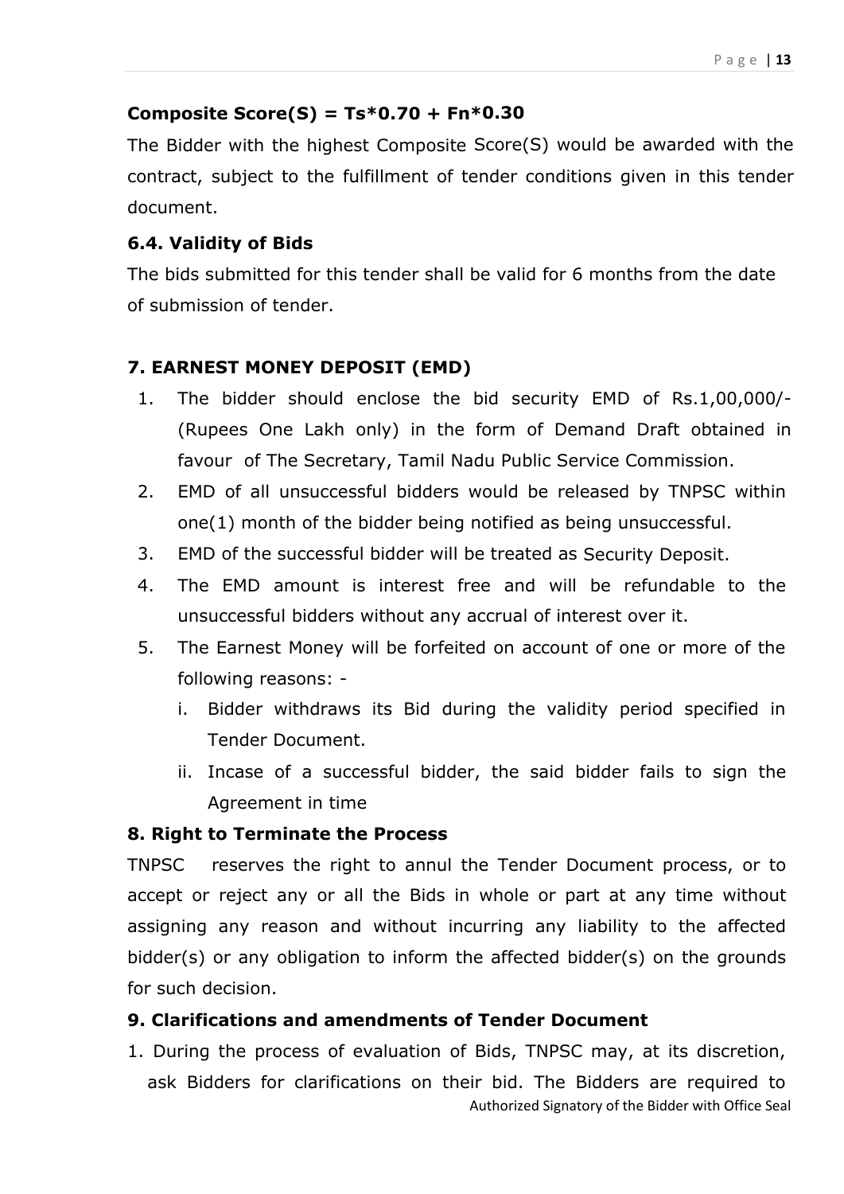**Composite Score(S) = Ts*0.70 + Fn*0.30**

The Bidder with the highest Composite Score(S) would be awarded with the contract, subject to the fulfillment of tender conditions given in this tender document.

### 6.4. Validity of Bids

The bids submitted for this tender shall be valid for 6 months from the date of submission of tender.

## 7. EARNEST MONEY DEPOSIT (EMD)

1. The bidder should enclose the bid security EMD of Rs.1,00,000/- (Rupees One Lakh only) in the form of Demand Draft obtained in favour of The Secretary, Tamil Nadu Public Service Commission.
2. EMD of all unsuccessful bidders would be released by TNPSC within one(1) month of the bidder being notified as being unsuccessful.
3. EMD of the successful bidder will be treated as Security Deposit.
4. The EMD amount is interest free and will be refundable to the unsuccessful bidders without any accrual of interest over it.
5. The Earnest Money will be forfeited on account of one or more of the following reasons: -
   i. Bidder withdraws its Bid during the validity period specified in Tender Document.
   ii. Incase of a successful bidder, the said bidder fails to sign the Agreement in time

## 8. Right to Terminate the Process

TNPSC reserves the right to annul the Tender Document process, or to accept or reject any or all the Bids in whole or part at any time without assigning any reason and without incurring any liability to the affected bidder(s) or any obligation to inform the affected bidder(s) on the grounds for such decision.

## 9. Clarifications and amendments of Tender Document

1. During the process of evaluation of Bids, TNPSC may, at its discretion, ask Bidders for clarifications on their bid. The Bidders are required to

Authorized Signatory of the Bidder with Office Seal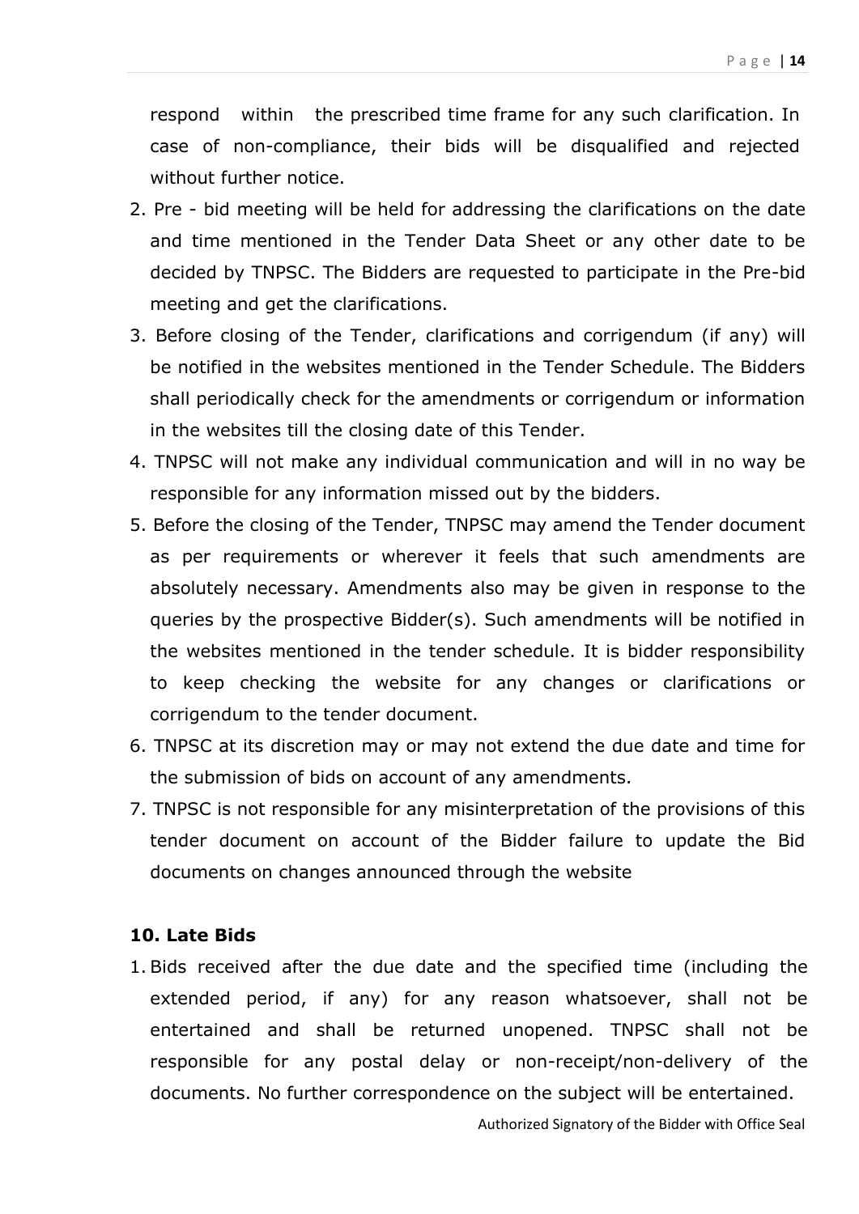respond within the prescribed time frame for any such clarification. In case of non-compliance, their bids will be disqualified and rejected without further notice.

2. Pre - bid meeting will be held for addressing the clarifications on the date and time mentioned in the Tender Data Sheet or any other date to be decided by TNPSC. The Bidders are requested to participate in the Pre-bid meeting and get the clarifications.
3. Before closing of the Tender, clarifications and corrigendum (if any) will be notified in the websites mentioned in the Tender Schedule. The Bidders shall periodically check for the amendments or corrigendum or information in the websites till the closing date of this Tender.
4. TNPSC will not make any individual communication and will in no way be responsible for any information missed out by the bidders.
5. Before the closing of the Tender, TNPSC may amend the Tender document as per requirements or wherever it feels that such amendments are absolutely necessary. Amendments also may be given in response to the queries by the prospective Bidder(s). Such amendments will be notified in the websites mentioned in the tender schedule. It is bidder responsibility to keep checking the website for any changes or clarifications or corrigendum to the tender document.
6. TNPSC at its discretion may or may not extend the due date and time for the submission of bids on account of any amendments.
7. TNPSC is not responsible for any misinterpretation of the provisions of this tender document on account of the Bidder failure to update the Bid documents on changes announced through the website

**10. Late Bids**

1. Bids received after the due date and the specified time (including the extended period, if any) for any reason whatsoever, shall not be entertained and shall be returned unopened. TNPSC shall not be responsible for any postal delay or non-receipt/non-delivery of the documents. No further correspondence on the subject will be entertained.

Authorized Signatory of the Bidder with Office Seal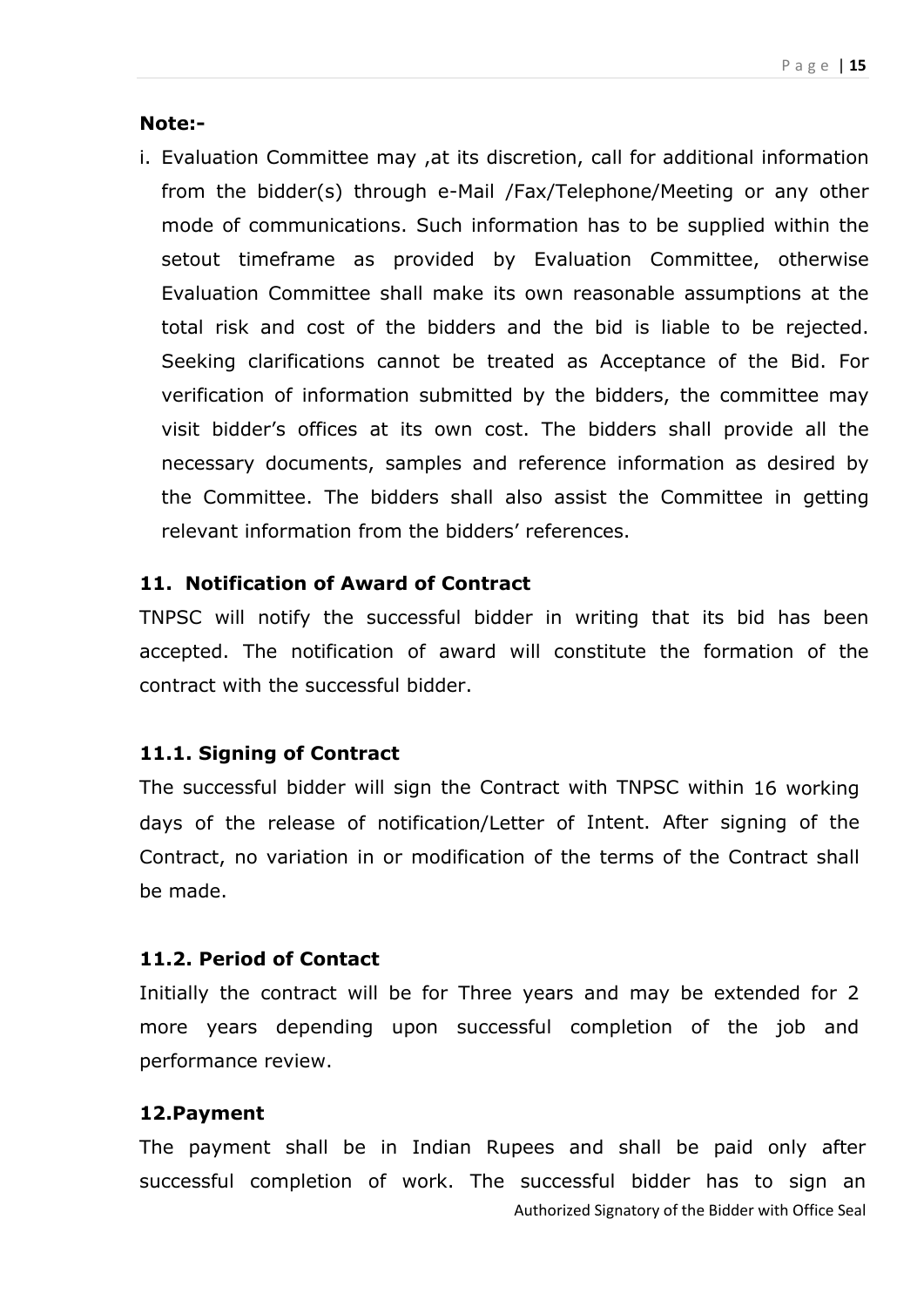**Note:-**

i. Evaluation Committee may ,at its discretion, call for additional information from the bidder(s) through e-Mail /Fax/Telephone/Meeting or any other mode of communications. Such information has to be supplied within the setout timeframe as provided by Evaluation Committee, otherwise Evaluation Committee shall make its own reasonable assumptions at the total risk and cost of the bidders and the bid is liable to be rejected. Seeking clarifications cannot be treated as Acceptance of the Bid. For verification of information submitted by the bidders, the committee may visit bidder's offices at its own cost. The bidders shall provide all the necessary documents, samples and reference information as desired by the Committee. The bidders shall also assist the Committee in getting relevant information from the bidders' references.

### 11. Notification of Award of Contract

TNPSC will notify the successful bidder in writing that its bid has been accepted. The notification of award will constitute the formation of the contract with the successful bidder.

#### 11.1. Signing of Contract

The successful bidder will sign the Contract with TNPSC within 16 working days of the release of notification/Letter of Intent. After signing of the Contract, no variation in or modification of the terms of the Contract shall be made.

#### 11.2. Period of Contact

Initially the contract will be for Three years and may be extended for 2 more years depending upon successful completion of the job and performance review.

### 12.Payment

The payment shall be in Indian Rupees and shall be paid only after successful completion of work. The successful bidder has to sign an

Authorized Signatory of the Bidder with Office Seal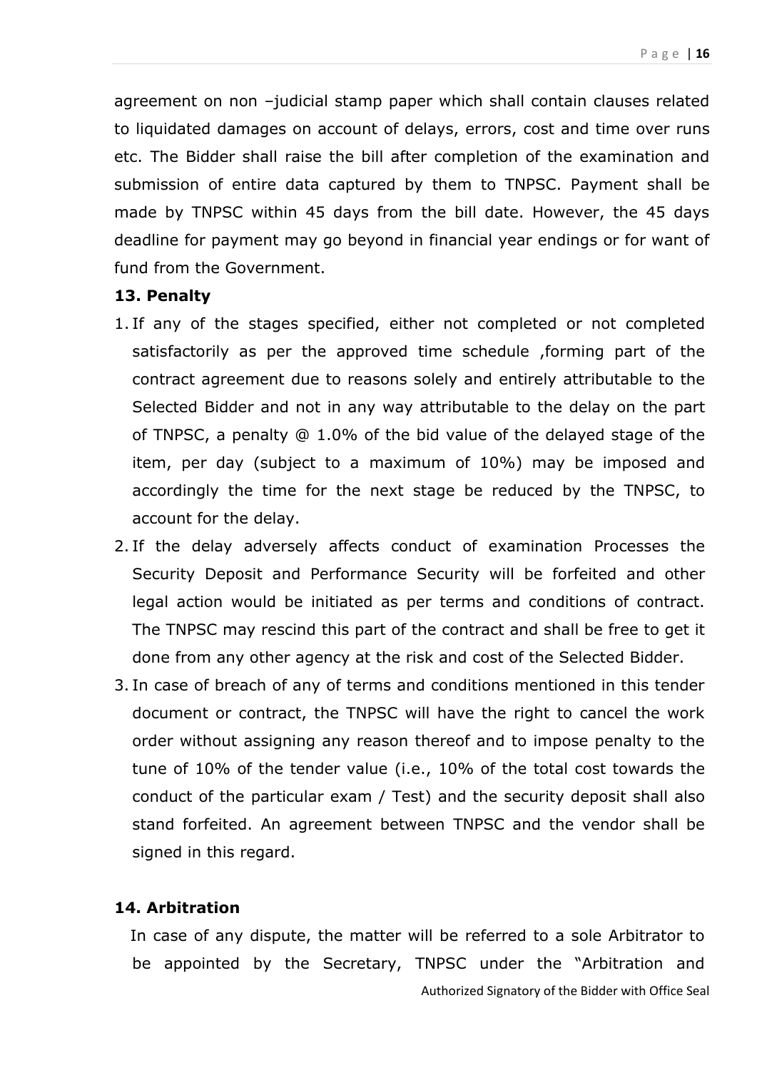agreement on non –judicial stamp paper which shall contain clauses related to liquidated damages on account of delays, errors, cost and time over runs etc. The Bidder shall raise the bill after completion of the examination and submission of entire data captured by them to TNPSC. Payment shall be made by TNPSC within 45 days from the bill date. However, the 45 days deadline for payment may go beyond in financial year endings or for want of fund from the Government.

**13. Penalty**

1. If any of the stages specified, either not completed or not completed satisfactorily as per the approved time schedule ,forming part of the contract agreement due to reasons solely and entirely attributable to the Selected Bidder and not in any way attributable to the delay on the part of TNPSC, a penalty @ 1.0% of the bid value of the delayed stage of the item, per day (subject to a maximum of 10%) may be imposed and accordingly the time for the next stage be reduced by the TNPSC, to account for the delay.
2. If the delay adversely affects conduct of examination Processes the Security Deposit and Performance Security will be forfeited and other legal action would be initiated as per terms and conditions of contract. The TNPSC may rescind this part of the contract and shall be free to get it done from any other agency at the risk and cost of the Selected Bidder.
3. In case of breach of any of terms and conditions mentioned in this tender document or contract, the TNPSC will have the right to cancel the work order without assigning any reason thereof and to impose penalty to the tune of 10% of the tender value (i.e., 10% of the total cost towards the conduct of the particular exam / Test) and the security deposit shall also stand forfeited. An agreement between TNPSC and the vendor shall be signed in this regard.

**14. Arbitration**

In case of any dispute, the matter will be referred to a sole Arbitrator to be appointed by the Secretary, TNPSC under the "Arbitration and

Authorized Signatory of the Bidder with Office Seal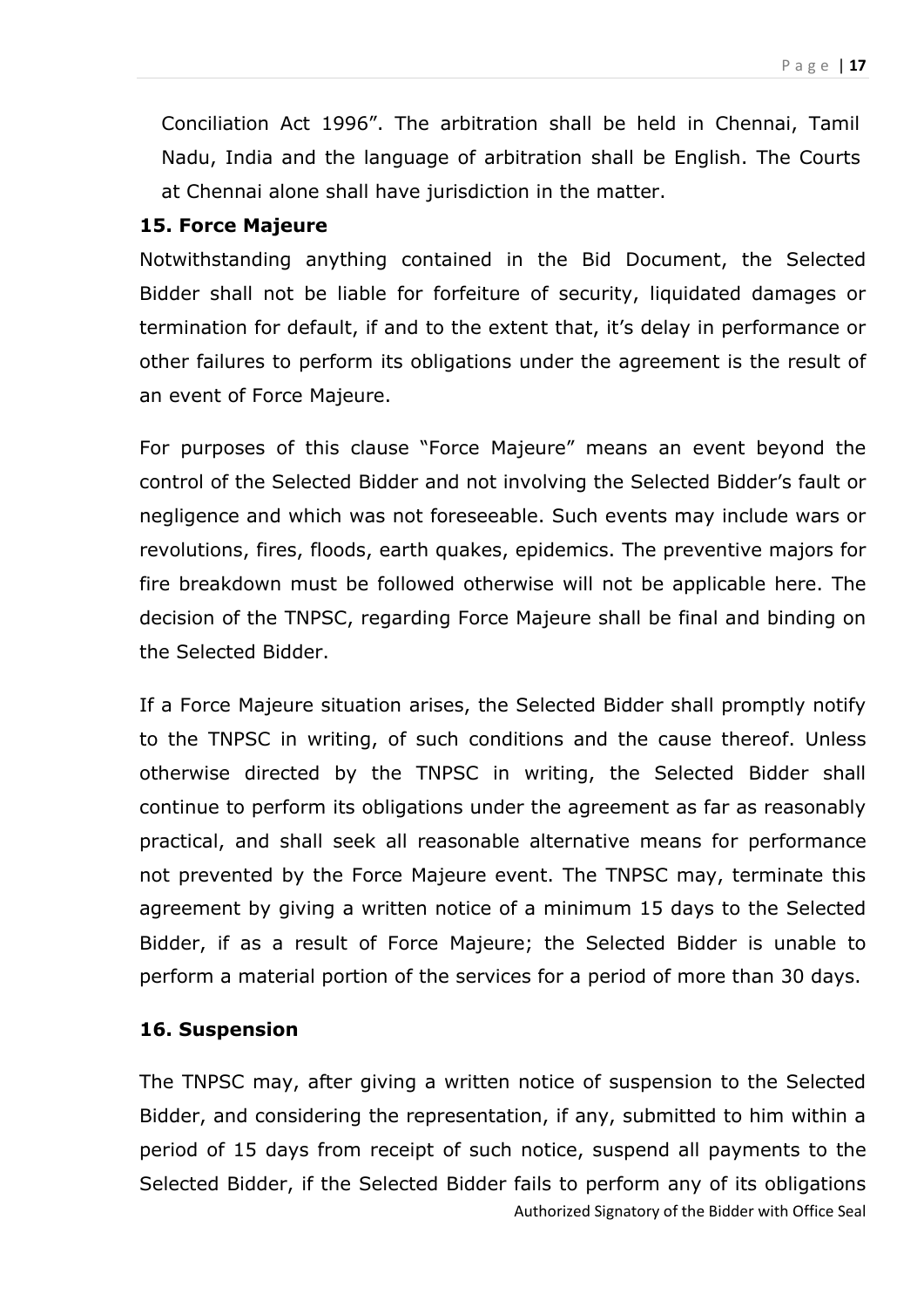Conciliation Act 1996". The arbitration shall be held in Chennai, Tamil Nadu, India and the language of arbitration shall be English. The Courts at Chennai alone shall have jurisdiction in the matter.

**15. Force Majeure**

Notwithstanding anything contained in the Bid Document, the Selected Bidder shall not be liable for forfeiture of security, liquidated damages or termination for default, if and to the extent that, it's delay in performance or other failures to perform its obligations under the agreement is the result of an event of Force Majeure.

For purposes of this clause "Force Majeure" means an event beyond the control of the Selected Bidder and not involving the Selected Bidder's fault or negligence and which was not foreseeable. Such events may include wars or revolutions, fires, floods, earth quakes, epidemics. The preventive majors for fire breakdown must be followed otherwise will not be applicable here. The decision of the TNPSC, regarding Force Majeure shall be final and binding on the Selected Bidder.

If a Force Majeure situation arises, the Selected Bidder shall promptly notify to the TNPSC in writing, of such conditions and the cause thereof. Unless otherwise directed by the TNPSC in writing, the Selected Bidder shall continue to perform its obligations under the agreement as far as reasonably practical, and shall seek all reasonable alternative means for performance not prevented by the Force Majeure event. The TNPSC may, terminate this agreement by giving a written notice of a minimum 15 days to the Selected Bidder, if as a result of Force Majeure; the Selected Bidder is unable to perform a material portion of the services for a period of more than 30 days.

**16. Suspension**

The TNPSC may, after giving a written notice of suspension to the Selected Bidder, and considering the representation, if any, submitted to him within a period of 15 days from receipt of such notice, suspend all payments to the Selected Bidder, if the Selected Bidder fails to perform any of its obligations

Authorized Signatory of the Bidder with Office Seal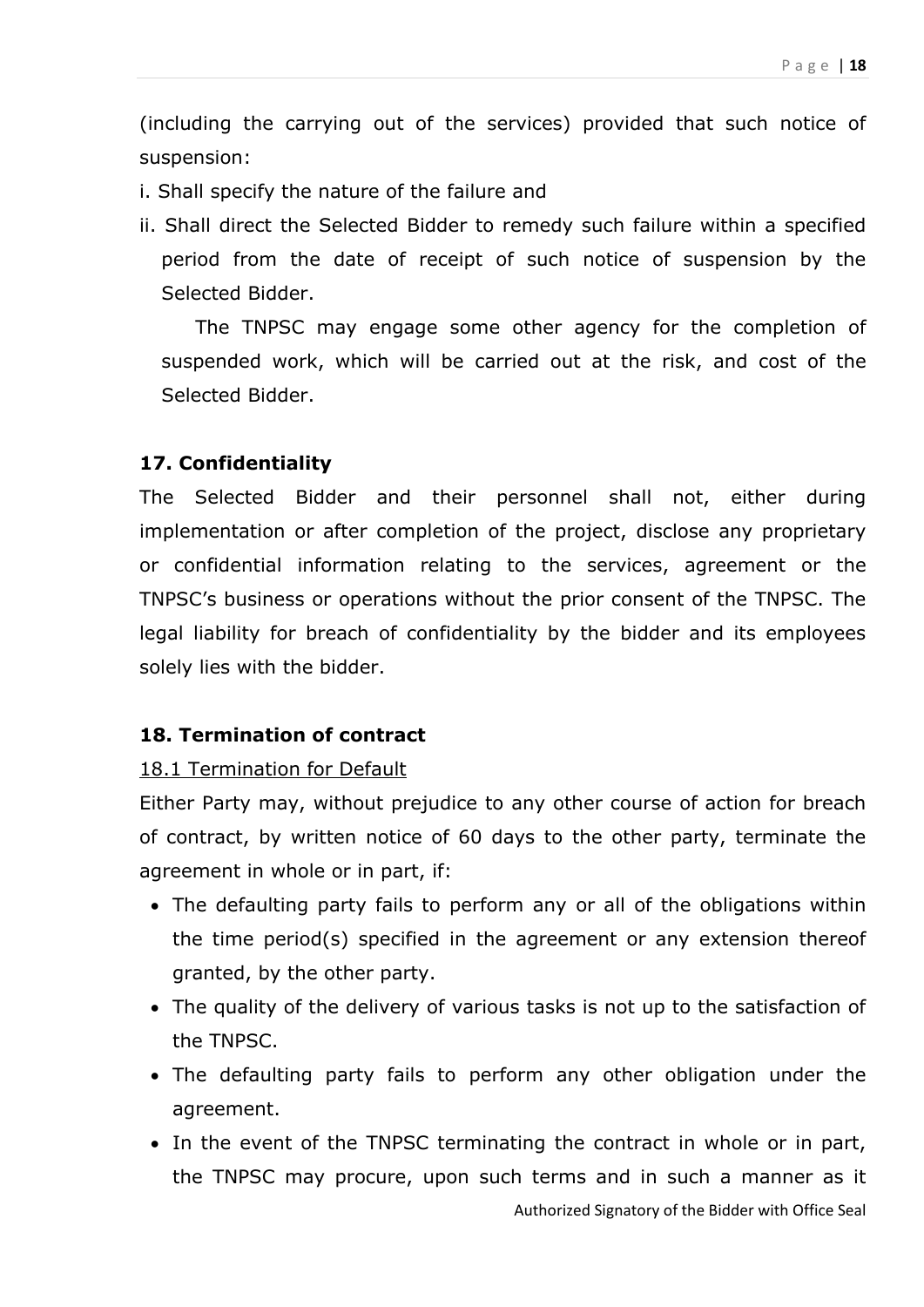(including the carrying out of the services) provided that such notice of suspension:

i. Shall specify the nature of the failure and

ii. Shall direct the Selected Bidder to remedy such failure within a specified period from the date of receipt of such notice of suspension by the Selected Bidder.

The TNPSC may engage some other agency for the completion of suspended work, which will be carried out at the risk, and cost of the Selected Bidder.

**17. Confidentiality**

The Selected Bidder and their personnel shall not, either during implementation or after completion of the project, disclose any proprietary or confidential information relating to the services, agreement or the TNPSC's business or operations without the prior consent of the TNPSC. The legal liability for breach of confidentiality by the bidder and its employees solely lies with the bidder.

**18. Termination of contract**

<u>18.1 Termination for Default</u>

Either Party may, without prejudice to any other course of action for breach of contract, by written notice of 60 days to the other party, terminate the agreement in whole or in part, if:

- The defaulting party fails to perform any or all of the obligations within the time period(s) specified in the agreement or any extension thereof granted, by the other party.
- The quality of the delivery of various tasks is not up to the satisfaction of the TNPSC.
- The defaulting party fails to perform any other obligation under the agreement.
- In the event of the TNPSC terminating the contract in whole or in part, the TNPSC may procure, upon such terms and in such a manner as it

Authorized Signatory of the Bidder with Office Seal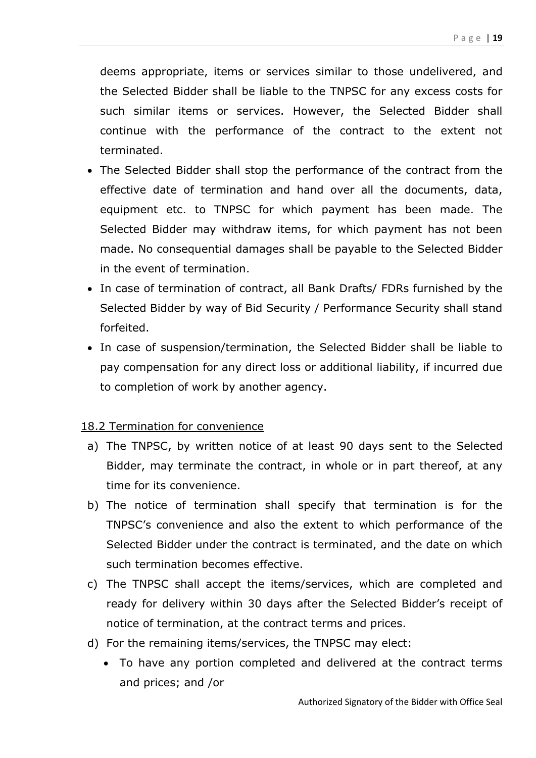deems appropriate, items or services similar to those undelivered, and the Selected Bidder shall be liable to the TNPSC for any excess costs for such similar items or services. However, the Selected Bidder shall continue with the performance of the contract to the extent not terminated.

- The Selected Bidder shall stop the performance of the contract from the effective date of termination and hand over all the documents, data, equipment etc. to TNPSC for which payment has been made. The Selected Bidder may withdraw items, for which payment has not been made. No consequential damages shall be payable to the Selected Bidder in the event of termination.
- In case of termination of contract, all Bank Drafts/ FDRs furnished by the Selected Bidder by way of Bid Security / Performance Security shall stand forfeited.
- In case of suspension/termination, the Selected Bidder shall be liable to pay compensation for any direct loss or additional liability, if incurred due to completion of work by another agency.

<u>18.2 Termination for convenience</u>

a) The TNPSC, by written notice of at least 90 days sent to the Selected Bidder, may terminate the contract, in whole or in part thereof, at any time for its convenience.

b) The notice of termination shall specify that termination is for the TNPSC's convenience and also the extent to which performance of the Selected Bidder under the contract is terminated, and the date on which such termination becomes effective.

c) The TNPSC shall accept the items/services, which are completed and ready for delivery within 30 days after the Selected Bidder's receipt of notice of termination, at the contract terms and prices.

d) For the remaining items/services, the TNPSC may elect:

- To have any portion completed and delivered at the contract terms and prices; and /or

Authorized Signatory of the Bidder with Office Seal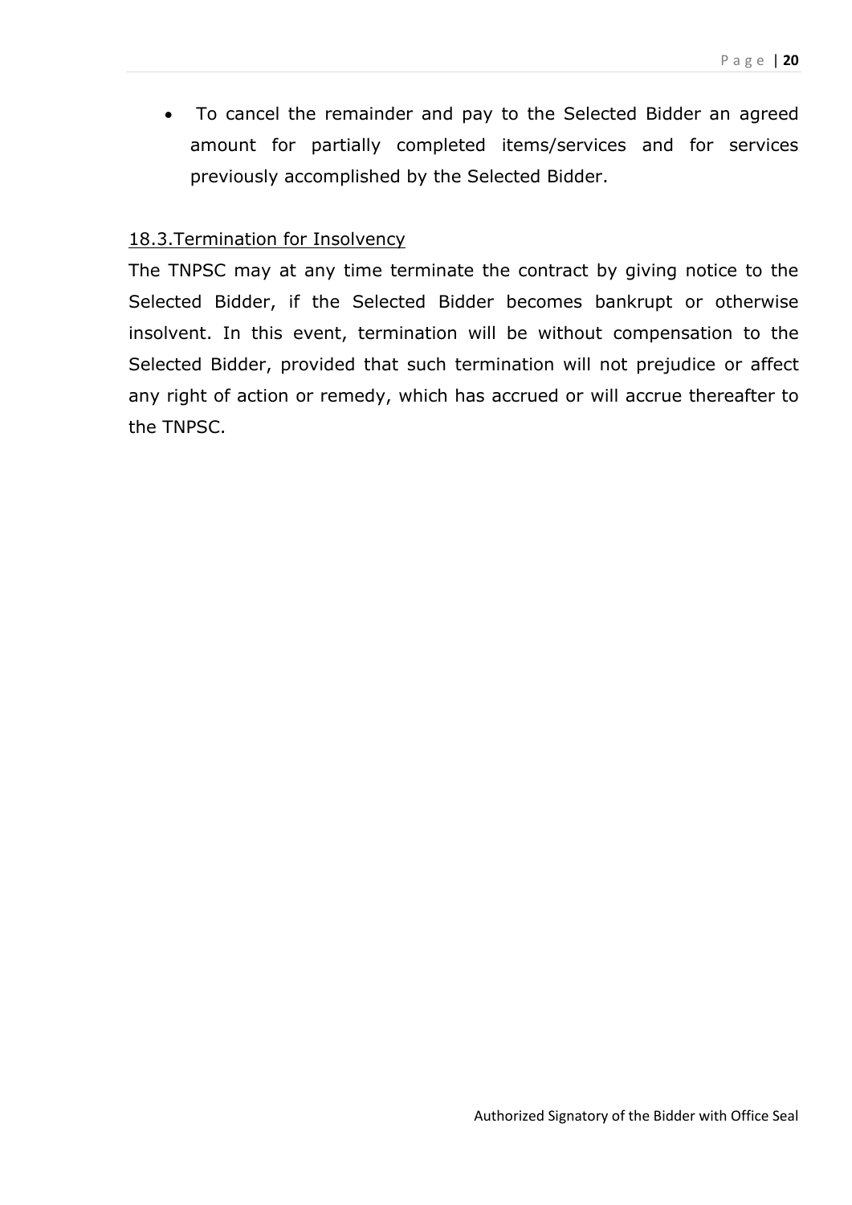- To cancel the remainder and pay to the Selected Bidder an agreed amount for partially completed items/services and for services previously accomplished by the Selected Bidder.

### 18.3.Termination for Insolvency

The TNPSC may at any time terminate the contract by giving notice to the Selected Bidder, if the Selected Bidder becomes bankrupt or otherwise insolvent. In this event, termination will be without compensation to the Selected Bidder, provided that such termination will not prejudice or affect any right of action or remedy, which has accrued or will accrue thereafter to the TNPSC.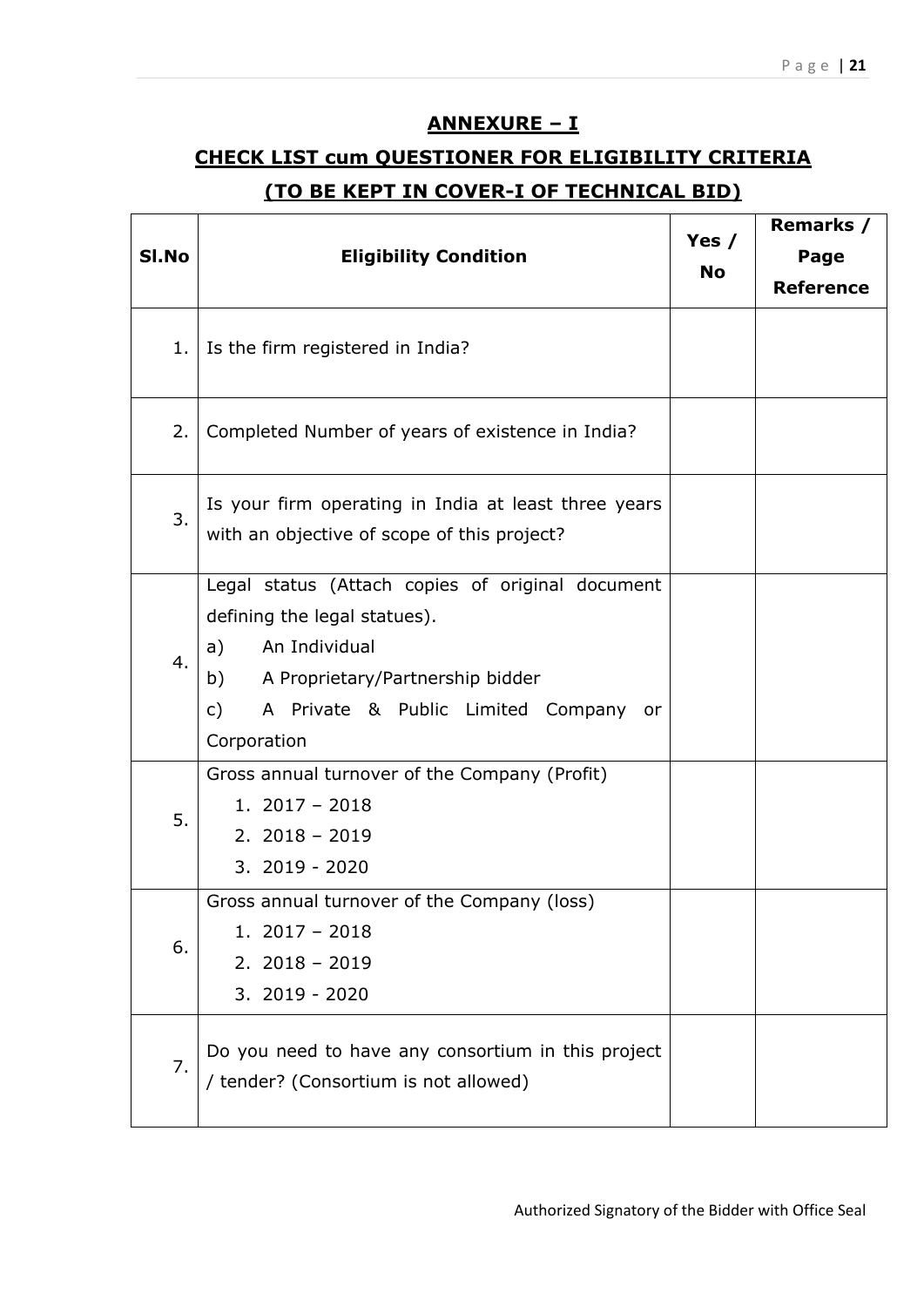## ANNEXURE – I

## CHECK LIST cum QUESTIONER FOR ELIGIBILITY CRITERIA

## (TO BE KEPT IN COVER-I OF TECHNICAL BID)

| Sl.No | Eligibility Condition | Yes / No | Remarks / Page Reference |
|---|---|---|---|
| 1. | Is the firm registered in India? | | |
| 2. | Completed Number of years of existence in India? | | |
| 3. | Is your firm operating in India at least three years with an objective of scope of this project? | | |
| 4. | Legal status (Attach copies of original document defining the legal statues).<br>a) An Individual<br>b) A Proprietary/Partnership bidder<br>c) A Private & Public Limited Company or Corporation | | |
| 5. | Gross annual turnover of the Company (Profit)<br>1. 2017 – 2018<br>2. 2018 – 2019<br>3. 2019 - 2020 | | |
| 6. | Gross annual turnover of the Company (loss)<br>1. 2017 – 2018<br>2. 2018 – 2019<br>3. 2019 - 2020 | | |
| 7. | Do you need to have any consortium in this project / tender? (Consortium is not allowed) | | |

Authorized Signatory of the Bidder with Office Seal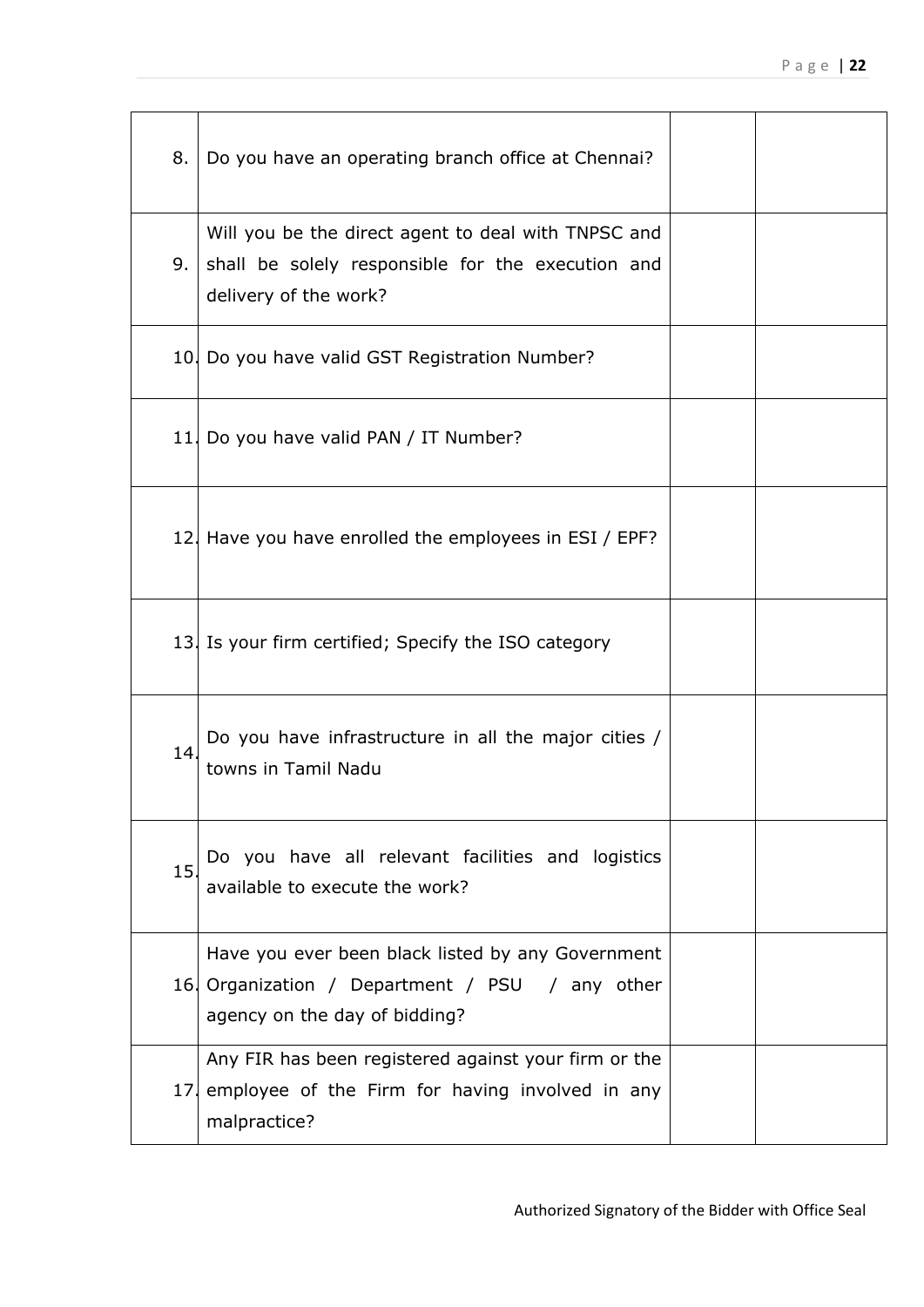| | | | |
|---|---|---|---|
| 8. | Do you have an operating branch office at Chennai? | | |
| 9. | Will you be the direct agent to deal with TNPSC and shall be solely responsible for the execution and delivery of the work? | | |
| 10. | Do you have valid GST Registration Number? | | |
| 11. | Do you have valid PAN / IT Number? | | |
| 12. | Have you have enrolled the employees in ESI / EPF? | | |
| 13. | Is your firm certified; Specify the ISO category | | |
| 14. | Do you have infrastructure in all the major cities / towns in Tamil Nadu | | |
| 15. | Do you have all relevant facilities and logistics available to execute the work? | | |
| 16. | Have you ever been black listed by any Government Organization / Department / PSU / any other agency on the day of bidding? | | |
| 17. | Any FIR has been registered against your firm or the employee of the Firm for having involved in any malpractice? | | |

Authorized Signatory of the Bidder with Office Seal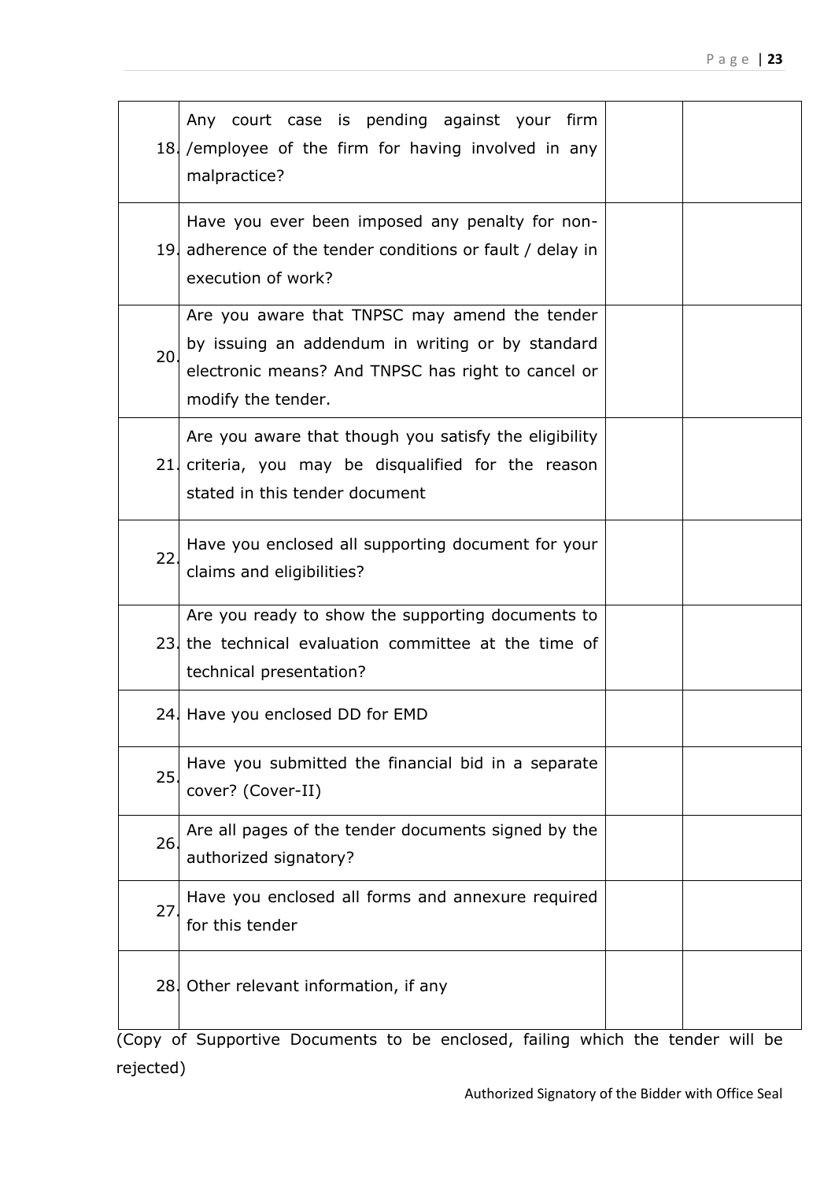| | | | |
|---|---|---|---|
| 18. | Any court case is pending against your firm /employee of the firm for having involved in any malpractice? | | |
| 19. | Have you ever been imposed any penalty for non-adherence of the tender conditions or fault / delay in execution of work? | | |
| 20. | Are you aware that TNPSC may amend the tender by issuing an addendum in writing or by standard electronic means? And TNPSC has right to cancel or modify the tender. | | |
| 21. | Are you aware that though you satisfy the eligibility criteria, you may be disqualified for the reason stated in this tender document | | |
| 22. | Have you enclosed all supporting document for your claims and eligibilities? | | |
| 23. | Are you ready to show the supporting documents to the technical evaluation committee at the time of technical presentation? | | |
| 24. | Have you enclosed DD for EMD | | |
| 25. | Have you submitted the financial bid in a separate cover? (Cover-II) | | |
| 26. | Are all pages of the tender documents signed by the authorized signatory? | | |
| 27. | Have you enclosed all forms and annexure required for this tender | | |
| 28. | Other relevant information, if any | | |

(Copy of Supportive Documents to be enclosed, failing which the tender will be rejected)

Authorized Signatory of the Bidder with Office Seal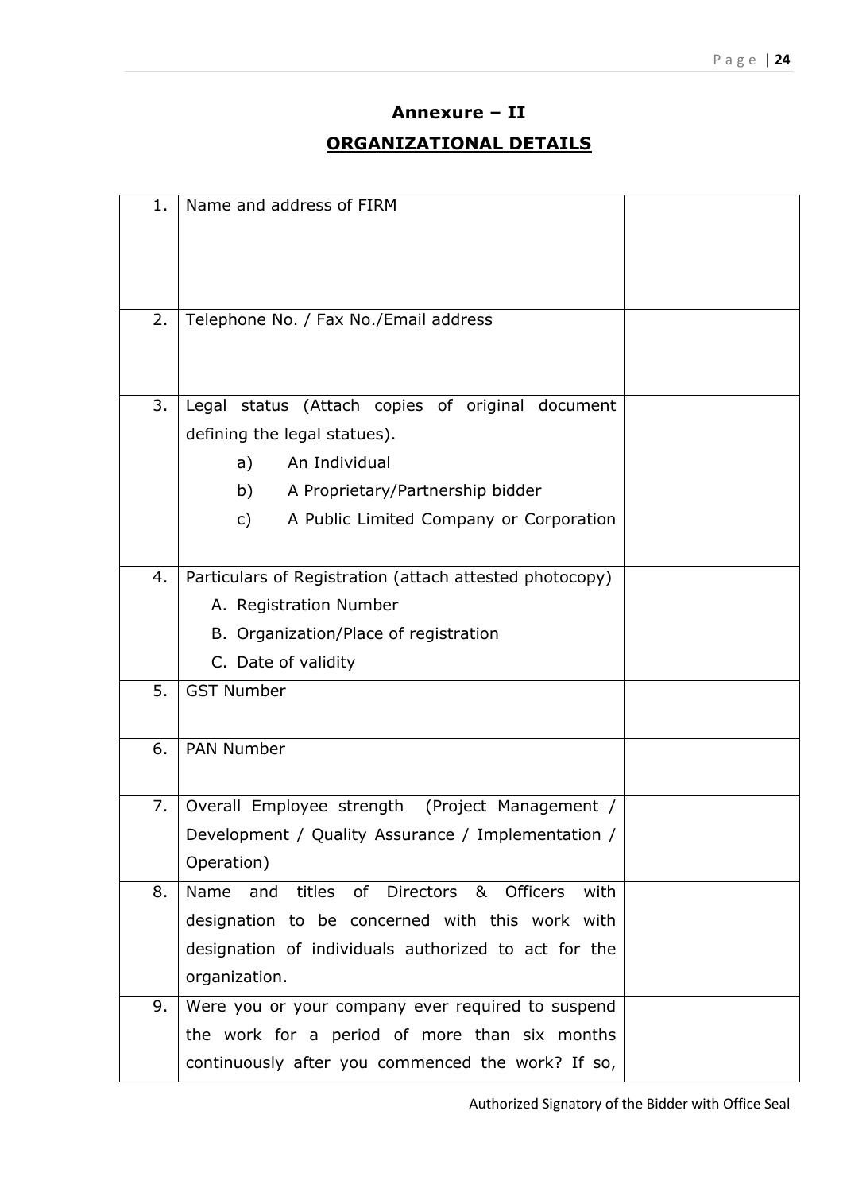# Annexure – II

## ORGANIZATIONAL DETAILS

| | | |
|---|---|---|
| 1. | Name and address of FIRM | |
| 2. | Telephone No. / Fax No./Email address | |
| 3. | Legal status (Attach copies of original document defining the legal statues).<br>a) An Individual<br>b) A Proprietary/Partnership bidder<br>c) A Public Limited Company or Corporation | |
| 4. | Particulars of Registration (attach attested photocopy)<br>A. Registration Number<br>B. Organization/Place of registration<br>C. Date of validity | |
| 5. | GST Number | |
| 6. | PAN Number | |
| 7. | Overall Employee strength (Project Management / Development / Quality Assurance / Implementation / Operation) | |
| 8. | Name and titles of Directors & Officers with designation to be concerned with this work with designation of individuals authorized to act for the organization. | |
| 9. | Were you or your company ever required to suspend the work for a period of more than six months continuously after you commenced the work? If so, | |

Authorized Signatory of the Bidder with Office Seal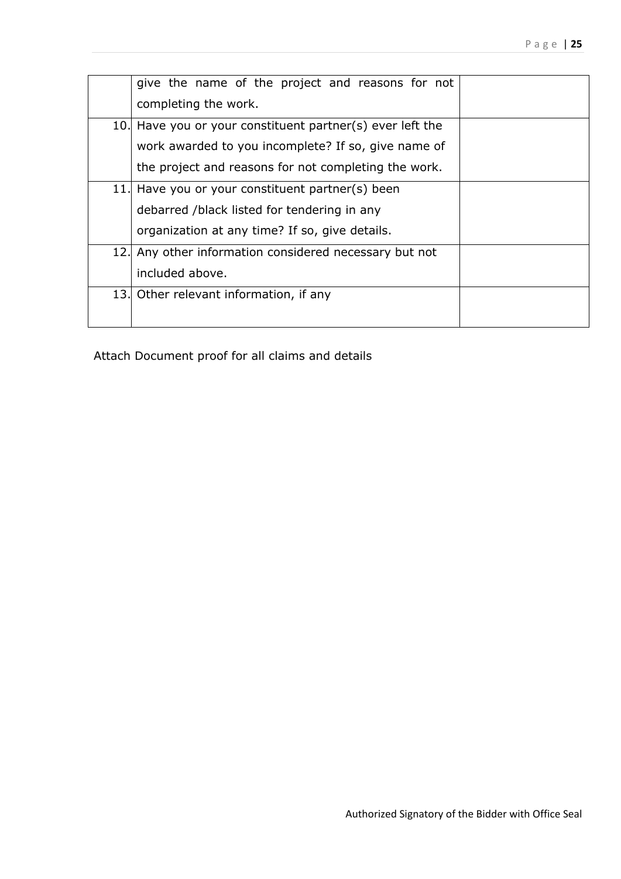| | | |
|---|---|---|
| | give the name of the project and reasons for not completing the work. | |
| 10. | Have you or your constituent partner(s) ever left the work awarded to you incomplete? If so, give name of the project and reasons for not completing the work. | |
| 11. | Have you or your constituent partner(s) been debarred /black listed for tendering in any organization at any time? If so, give details. | |
| 12. | Any other information considered necessary but not included above. | |
| 13. | Other relevant information, if any | |

Attach Document proof for all claims and details

Authorized Signatory of the Bidder with Office Seal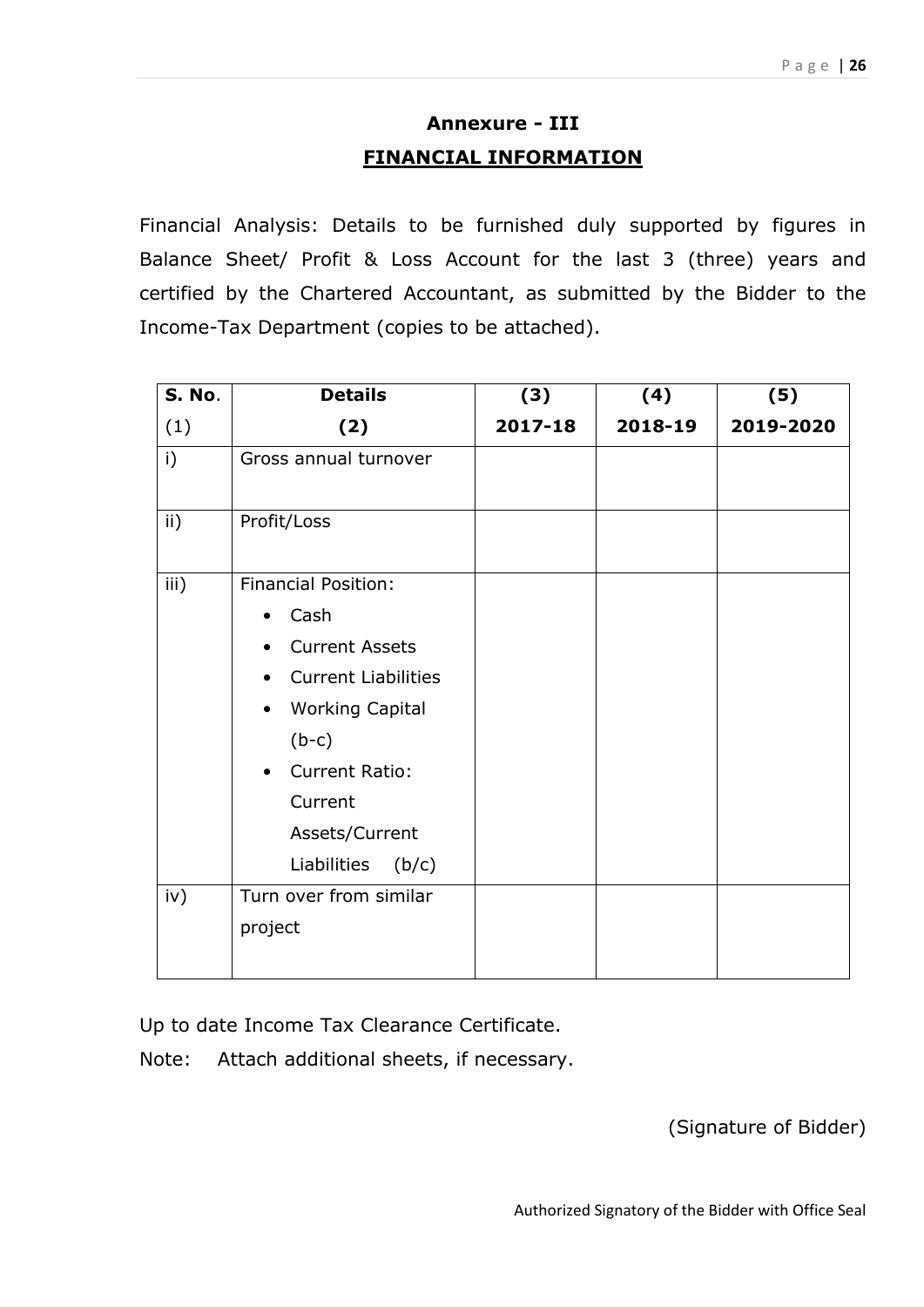# Annexure - III

## FINANCIAL INFORMATION

Financial Analysis: Details to be furnished duly supported by figures in Balance Sheet/ Profit & Loss Account for the last 3 (three) years and certified by the Chartered Accountant, as submitted by the Bidder to the Income-Tax Department (copies to be attached).

| **S. No.** (1) | **Details** **(2)** | **(3)** **2017-18** | **(4)** **2018-19** | **(5)** **2019-2020** |
|---|---|---|---|---|
| i) | Gross annual turnover | | | |
| ii) | Profit/Loss | | | |
| iii) | Financial Position:<br>• Cash<br>• Current Assets<br>• Current Liabilities<br>• Working Capital (b-c)<br>• Current Ratio: Current Assets/Current Liabilities (b/c) | | | |
| iv) | Turn over from similar project | | | |

Up to date Income Tax Clearance Certificate.

Note: Attach additional sheets, if necessary.

(Signature of Bidder)

Authorized Signatory of the Bidder with Office Seal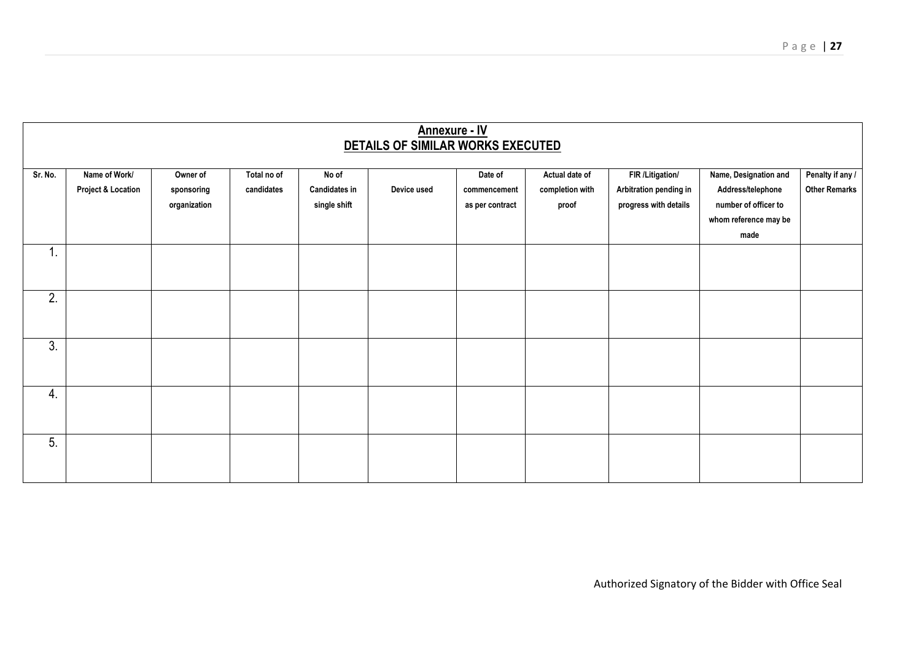## Annexure - IV

## DETAILS OF SIMILAR WORKS EXECUTED

| Sr. No. | Name of Work/ Project & Location | Owner of sponsoring organization | Total no of candidates | No of Candidates in single shift | Device used | Date of commencement as per contract | Actual date of completion with proof | FIR /Litigation/ Arbitration pending in progress with details | Name, Designation and Address/telephone number of officer to whom reference may be made | Penalty if any / Other Remarks |
|---|---|---|---|---|---|---|---|---|---|---|
| 1. | | | | | | | | | | |
| 2. | | | | | | | | | | |
| 3. | | | | | | | | | | |
| 4. | | | | | | | | | | |
| 5. | | | | | | | | | | |

Authorized Signatory of the Bidder with Office Seal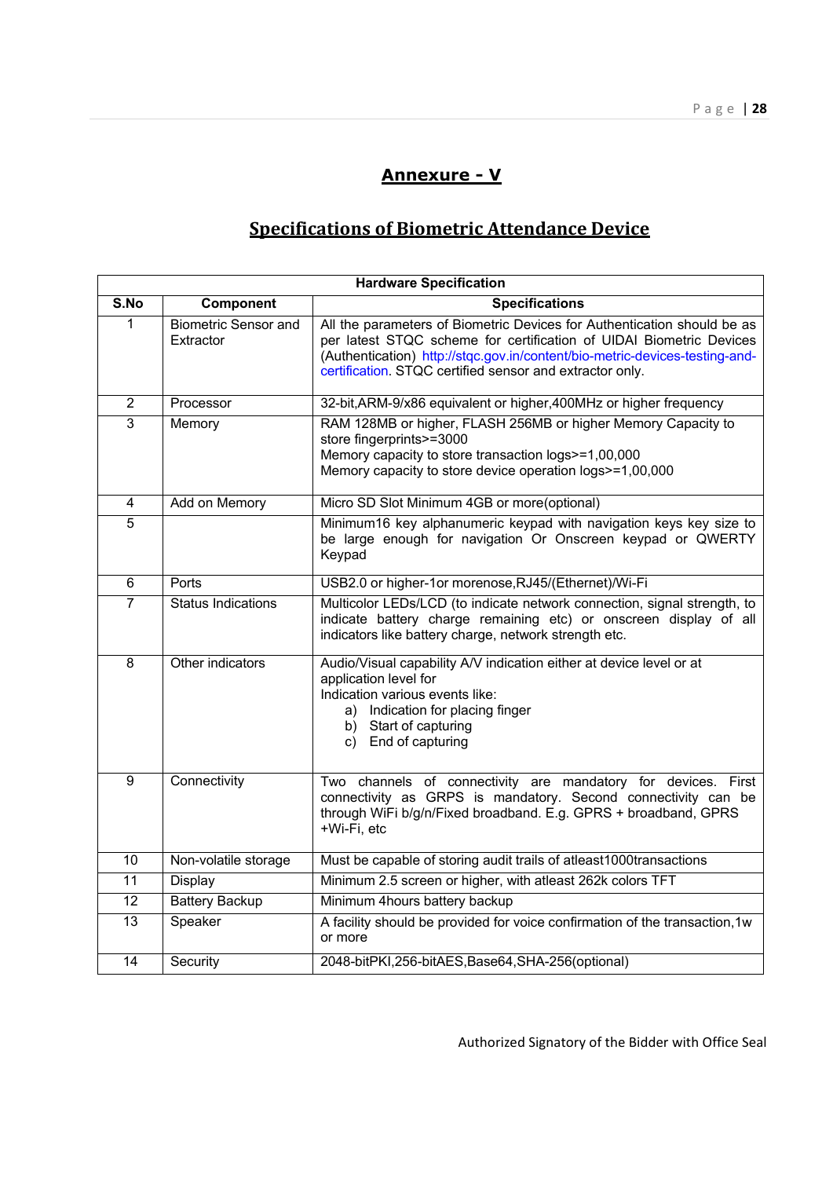## Annexure - V

## Specifications of Biometric Attendance Device

| Hardware Specification | | |
|---|---|---|
| **S.No** | **Component** | **Specifications** |
| 1 | Biometric Sensor and Extractor | All the parameters of Biometric Devices for Authentication should be as per latest STQC scheme for certification of UIDAI Biometric Devices (Authentication) http://stqc.gov.in/content/bio-metric-devices-testing-and-certification. STQC certified sensor and extractor only. |
| 2 | Processor | 32-bit,ARM-9/x86 equivalent or higher,400MHz or higher frequency |
| 3 | Memory | RAM 128MB or higher, FLASH 256MB or higher Memory Capacity to store fingerprints>=3000<br>Memory capacity to store transaction logs>=1,00,000<br>Memory capacity to store device operation logs>=1,00,000 |
| 4 | Add on Memory | Micro SD Slot Minimum 4GB or more(optional) |
| 5 | | Minimum16 key alphanumeric keypad with navigation keys key size to be large enough for navigation Or Onscreen keypad or QWERTY Keypad |
| 6 | Ports | USB2.0 or higher-1or morenose,RJ45/(Ethernet)/Wi-Fi |
| 7 | Status Indications | Multicolor LEDs/LCD (to indicate network connection, signal strength, to indicate battery charge remaining etc) or onscreen display of all indicators like battery charge, network strength etc. |
| 8 | Other indicators | Audio/Visual capability A/V indication either at device level or at application level for<br>Indication various events like:<br>a) Indication for placing finger<br>b) Start of capturing<br>c) End of capturing |
| 9 | Connectivity | Two channels of connectivity are mandatory for devices. First connectivity as GRPS is mandatory. Second connectivity can be through WiFi b/g/n/Fixed broadband. E.g. GPRS + broadband, GPRS +Wi-Fi, etc |
| 10 | Non-volatile storage | Must be capable of storing audit trails of atleast1000transactions |
| 11 | Display | Minimum 2.5 screen or higher, with atleast 262k colors TFT |
| 12 | Battery Backup | Minimum 4hours battery backup |
| 13 | Speaker | A facility should be provided for voice confirmation of the transaction,1w or more |
| 14 | Security | 2048-bitPKI,256-bitAES,Base64,SHA-256(optional) |

Authorized Signatory of the Bidder with Office Seal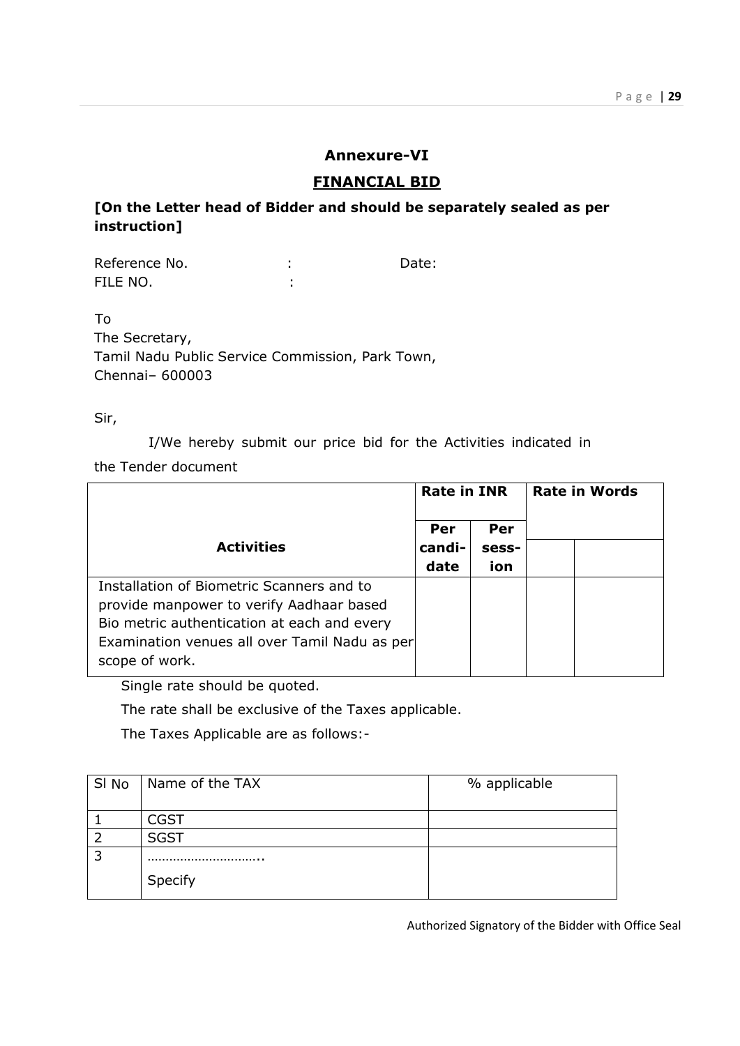## Annexure-VI

### FINANCIAL BID

**[On the Letter head of Bidder and should be separately sealed as per instruction]**

Reference No. : Date:
FILE NO. :

To
The Secretary,
Tamil Nadu Public Service Commission, Park Town,
Chennai– 600003

Sir,

I/We hereby submit our price bid for the Activities indicated in the Tender document

| **Activities** | **Rate in INR** | | **Rate in Words** | |
|---|---|---|---|---|
| | **Per candi-date** | **Per sess-ion** | | |
| Installation of Biometric Scanners and to provide manpower to verify Aadhaar based Bio metric authentication at each and every Examination venues all over Tamil Nadu as per scope of work. | | | | |

Single rate should be quoted.

The rate shall be exclusive of the Taxes applicable.

The Taxes Applicable are as follows:-

| Sl No | Name of the TAX | % applicable |
|---|---|---|
| 1 | CGST | |
| 2 | SGST | |
| 3 | ………………………..<br>Specify | |

Authorized Signatory of the Bidder with Office Seal